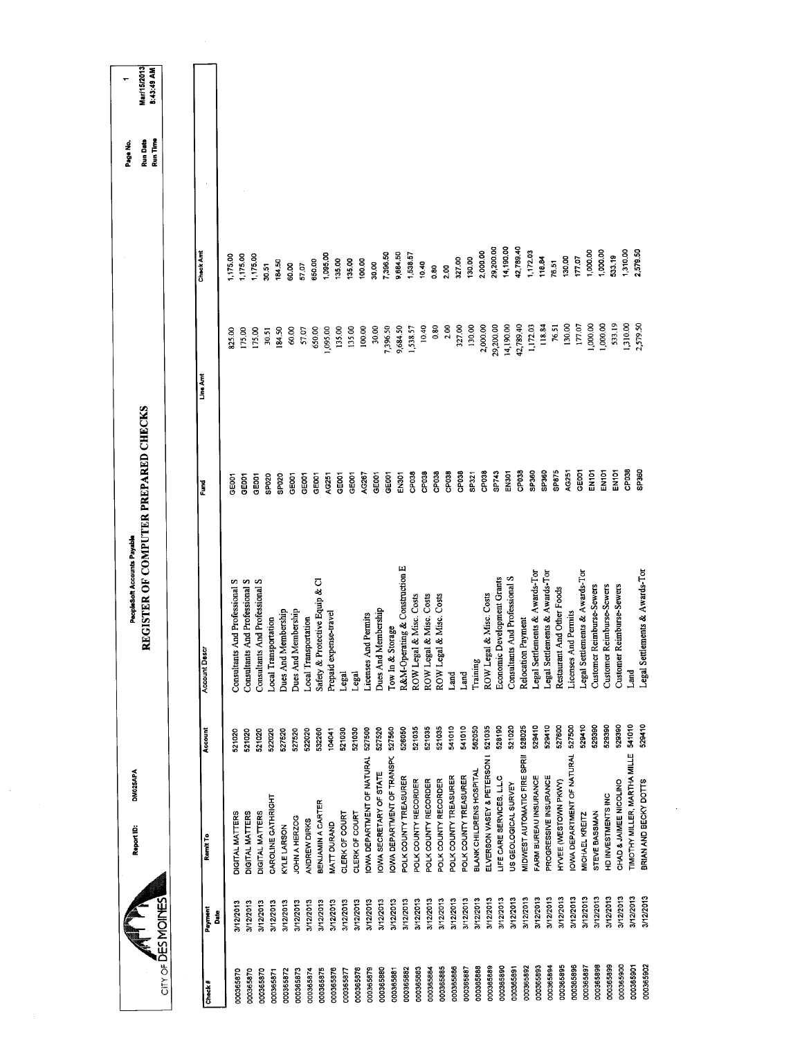CITY OF DES MOINES

Report ID: DM025APA

PeopleSoft Accounts Payable

# REGISTER OF COMPUTER PREPARED CHECKS

Page No. 1
Run Date Mar/15/2013
Run Time 8:43:49 AM

| Check # | Payment Date | Remit To | Account | Account Descr | Fund | Line Amt | Check Amt |
|---|---|---|---|---|---|---|---|
| 000365870 | 3/12/2013 | DIGITAL MATTERS | 521020 | Consultants And Professional S | GE001 | 825.00 | 1,175.00 |
| 000365870 | 3/12/2013 | DIGITAL MATTERS | 521020 | Consultants And Professional S | GE001 | 175.00 | 1,175.00 |
| 000365870 | 3/12/2013 | DIGITAL MATTERS | 521020 | Consultants And Professional S | GE001 | 175.00 | 1,175.00 |
| 000365871 | 3/12/2013 | CAROLINE GATHRIGHT | 522020 | Local Transportation | SP020 | 30.51 | 30.51 |
| 000365872 | 3/12/2013 | KYLE LARSON | 527520 | Dues And Membership | SP020 | 184.50 | 184.50 |
| 000365873 | 3/12/2013 | JOHN A HERZOG | 527520 | Dues And Membership | GE001 | 60.00 | 60.00 |
| 000365874 | 3/12/2013 | ANDREW DIRKS | 522020 | Local Transportation | GE001 | 57.07 | 57.07 |
| 000365875 | 3/12/2013 | BENJAMIN A CARTER | 532260 | Safety & Protective Equip & Cl | GE001 | 650.00 | 650.00 |
| 000365876 | 3/12/2013 | MATT DURAND | 104041 | Prepaid expense-travel | AG251 | 1,095.00 | 1,095.00 |
| 000365877 | 3/12/2013 | CLERK OF COURT | 521030 | Legal | GE001 | 135.00 | 135.00 |
| 000365878 | 3/12/2013 | CLERK OF COURT | 521030 | Legal | GE001 | 135.00 | 135.00 |
| 000365879 | 3/12/2013 | IOWA DEPARTMENT OF NATURAL | 527500 | Licenses And Permits | AG267 | 100.00 | 100.00 |
| 000365880 | 3/12/2013 | IOWA SECRETARY OF STATE | 527520 | Dues And Membership | GE001 | 30.00 | 30.00 |
| 000365881 | 3/12/2013 | IOWA DEPARTMENT OF TRANSPC | 527560 | Tow In & Storage | GE001 | 7,396.50 | 7,396.50 |
| 000365882 | 3/12/2013 | POLK COUNTY TREASURER | 526050 | R&M-Operating & Construction E | EN301 | 9,684.50 | 9,684.50 |
| 000365883 | 3/12/2013 | POLK COUNTY RECORDER | 521035 | ROW Legal & Misc. Costs | CP038 | 1,538.57 | 1,538.57 |
| 000365884 | 3/12/2013 | POLK COUNTY RECORDER | 521035 | ROW Legal & Misc. Costs | CP038 | 10.40 | 10.40 |
| 000365885 | 3/12/2013 | POLK COUNTY RECORDER | 521035 | ROW Legal & Misc. Costs | CP038 | 0.80 | 0.80 |
| 000365886 | 3/12/2013 | POLK COUNTY TREASURER | 541010 | Land | CP038 | 2.00 | 2.00 |
| 000365887 | 3/12/2013 | POLK COUNTY TREASURER | 541010 | Land | CP038 | 327.00 | 327.00 |
| 000365888 | 3/12/2013 | BLANK CHILDRENS HOSPITAL | 562050 | Training | SP321 | 130.00 | 130.00 |
| 000365889 | 3/12/2013 | ELVERSON VASEY & PETERSON I | 521035 | ROW Legal & Misc. Costs | CP038 | 2,000.00 | 2,000.00 |
| 000365890 | 3/12/2013 | LIFE CARE SERVICES, L.L.C | 528190 | Economic Development Grants | SP743 | 29,200.00 | 29,200.00 |
| 000365891 | 3/12/2013 | US GEOLOGICAL SURVEY | 521020 | Consultants And Professional S | EN301 | 14,190.00 | 14,190.00 |
| 000365892 | 3/12/2013 | MIDWEST AUTOMATIC FIRE SPRII | 528025 | Relocation Payment | CP038 | 42,789.40 | 42,789.40 |
| 000365893 | 3/12/2013 | FARM BUREAU INSURANCE | 529410 | Legal Settlements & Awards-Tor | SP360 | 1,172.03 | 1,172.03 |
| 000365894 | 3/12/2013 | PROGRESSIVE INSURANCE | 529410 | Legal Settlements & Awards-Tor | SP360 | 118.84 | 118.84 |
| 000365895 | 3/12/2013 | HYVEE (WESTOWN PKWY) | 527600 | Restaurant And Other Foods | SP875 | 76.51 | 76.51 |
| 000365896 | 3/12/2013 | IOWA DEPARTMENT OF NATURAL | 527500 | Licenses And Permits | AG251 | 130.00 | 130.00 |
| 000365897 | 3/12/2013 | MICHAEL KREITZ | 529410 | Legal Settlements & Awards-Tor | GE001 | 177.07 | 177.07 |
| 000365898 | 3/12/2013 | STEVE BASSMAN | 529390 | Customer Reimburse-Sewers | EN101 | 1,000.00 | 1,000.00 |
| 000365899 | 3/12/2013 | HD INVESTMENTS INC | 529390 | Customer Reimburse-Sewers | EN101 | 1,000.00 | 1,000.00 |
| 000365900 | 3/12/2013 | CHAD & JAIMEE NICOLINO | 529390 | Customer Reimburse-Sewers | EN101 | 533.19 | 533.19 |
| 000365901 | 3/12/2013 | TIMOTHY MILLER, MARTHA MILLE | 541010 | Land | CP038 | 1,310.00 | 1,310.00 |
| 000365902 | 3/12/2013 | BRIAN AND BECKY DOTTS | 529410 | Legal Settlements & Awards-Tor | SP360 | 2,579.50 | 2,579.50 |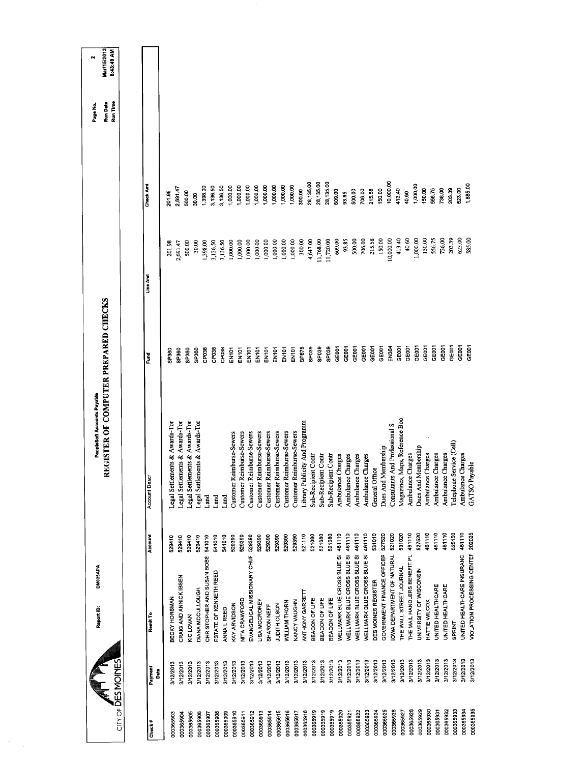CITY OF DES MOINES

Report ID: DM025APA

PeopleSoft Accounts Payable

# REGISTER OF COMPUTER PREPARED CHECKS

Page No. 2
Run Date Mar/15/2013
Run Time 8:43:49 AM

| Check # | Payment Date | Remit To | Account | Account Descr | Fund | Line Amt | Check Amt |
|---|---|---|---|---|---|---|---|
| 000365903 | 3/12/2013 | BECKY HORSMAN | 529410 | Legal Settlements & Awards-Tor | SP360 | 201.98 | 201.98 |
| 000365904 | 3/12/2013 | CRAIG AND ANNICK IBSEN | 529410 | Legal Settlements & Awards-Tor | SP360 | 2,691.47 | 2,691.47 |
| 000365905 | 3/12/2013 | KIC LOVAN | 529410 | Legal Settlements & Awards-Tor | SP360 | 500.00 | 500.00 |
| 000365906 | 3/12/2013 | DIANA MCCULLOUGH | 529410 | Legal Settlements & Awards-Tor | SP360 | 30.00 | 30.00 |
| 000365907 | 3/12/2013 | CHRISTOPHER AND SUSAN BOBS | 541010 | Land | CP038 | 1,398.00 | 1,398.00 |
| 000365908 | 3/12/2013 | ESTATE OF KENNETH REED | 541010 | Land | CP038 | 3,136.50 | 3,136.50 |
| 000365909 | 3/12/2013 | ANNA L REED | 541010 | Land | CP038 | 3,136.50 | 3,136.50 |
| 000365910 | 3/12/2013 | KAY ARVIDSON | 529390 | Customer Reimburse-Sewers | EN101 | 1,000.00 | 1,000.00 |
| 000365911 | 3/12/2013 | NITA CRAWFORD | 529390 | Customer Reimburse-Sewers | EN101 | 1,000.00 | 1,000.00 |
| 000365912 | 3/12/2013 | EVANGELICAL MISSIONARY CHUF | 529390 | Customer Reimburse-Sewers | EN101 | 1,000.00 | 1,000.00 |
| 000365913 | 3/12/2013 | LISA MCCROREY | 529390 | Customer Reimburse-Sewers | EN101 | 1,000.00 | 1,000.00 |
| 000365914 | 3/12/2013 | SHARON NEFF | 529390 | Customer Reimburse-Sewers | EN101 | 1,000.00 | 1,000.00 |
| 000365915 | 3/12/2013 | JUDITH OLSON | 529390 | Customer Reimburse-Sewers | EN101 | 1,000.00 | 1,000.00 |
| 000365916 | 3/12/2013 | WILLIAM THORN | 529390 | Customer Reimburse-Sewers | EN101 | 1,000.00 | 1,000.00 |
| 000365917 | 3/12/2013 | NANCY VAUGHN | 529390 | Customer Reimburse-Sewers | EN101 | 1,000.00 | 1,000.00 |
| 000365918 | 3/12/2013 | ANTHONY GARRETT | 521110 | Library Publicity And Programm | SP675 | 300.00 | 300.00 |
| 000365919 | 3/12/2013 | BEACON OF LIFE | 521080 | Sub-Recipient Contr | SP039 | 4,647.00 | 28,135.00 |
| 000365919 | 3/12/2013 | BEACON OF LIFE | 521080 | Sub-Recipient Contr | SP039 | 11,768.00 | 28,135.00 |
| 000365919 | 3/12/2013 | BEACON OF LIFE | 521080 | Sub-Recipient Contr | SP039 | 11,720.00 | 28,135.00 |
| 000365920 | 3/12/2013 | WELLMARK BLUE CROSS BLUE SI | 461110 | Ambulance Charges | GE001 | 609.00 | 609.00 |
| 000365921 | 3/12/2013 | WELLMARK BLUE CROSS BLUE SI | 461110 | Ambulance Charges | GE001 | 93.85 | 93.85 |
| 000365922 | 3/12/2013 | WELLMARK BLUE CROSS BLUE SI | 461110 | Ambulance Charges | GE001 | 500.00 | 500.00 |
| 000365923 | 3/12/2013 | WELLMARK BLUE CROSS BLUE SI | 461110 | Ambulance Charges | GE001 | 706.00 | 706.00 |
| 000365924 | 3/12/2013 | DES MOINES REGISTER | 531010 | General Office | GE001 | 215.58 | 215.58 |
| 000365925 | 3/12/2013 | GOVERNMENT FINANCE OFFICER | 527520 | Dues And Membership | GE001 | 150.00 | 150.00 |
| 000365926 | 3/12/2013 | IOWA DEPARTMENT OF NATURAL | 521020 | Consultants And Professional S | EN304 | 10,000.00 | 10,000.00 |
| 000365927 | 3/12/2013 | THE WALL STREET JOURNAL | 531020 | Magazines, Maps, Reference Boo | GE001 | 413.40 | 413.40 |
| 000365928 | 3/12/2013 | THE MAIL HANDLERS BENEFIT PL | 461110 | Ambulance Charges | GE001 | 40.60 | 40.60 |
| 000365929 | 3/12/2013 | UNIVERSITY OF WISCONSIN | 527520 | Dues And Membership | GE001 | 1,000.00 | 1,000.00 |
| 000365930 | 3/12/2013 | HATTIE WILCOX | 461110 | Ambulance Charges | GE001 | 150.00 | 150.00 |
| 000365931 | 3/12/2013 | UNITED HEALTHCARE | 461110 | Ambulance Charges | GE001 | 556.75 | 556.75 |
| 000365932 | 3/12/2013 | UNITED HEALTHCARE | 461110 | Ambulance Charges | GE001 | 736.00 | 736.00 |
| 000365933 | 3/12/2013 | SPRINT | 525150 | Telephone Service (Cell) | GE001 | 203.39 | 203.39 |
| 000365934 | 3/12/2013 | UNITED HEALTHCARE INSURANC | 461110 | Ambulance Charges | GE001 | 623.00 | 623.00 |
| 000365935 | 3/12/2013 | VIOLATION PROCESSING CENTEF | 202025 | GATSO Payable | GE001 | 585.00 | 1,885.00 |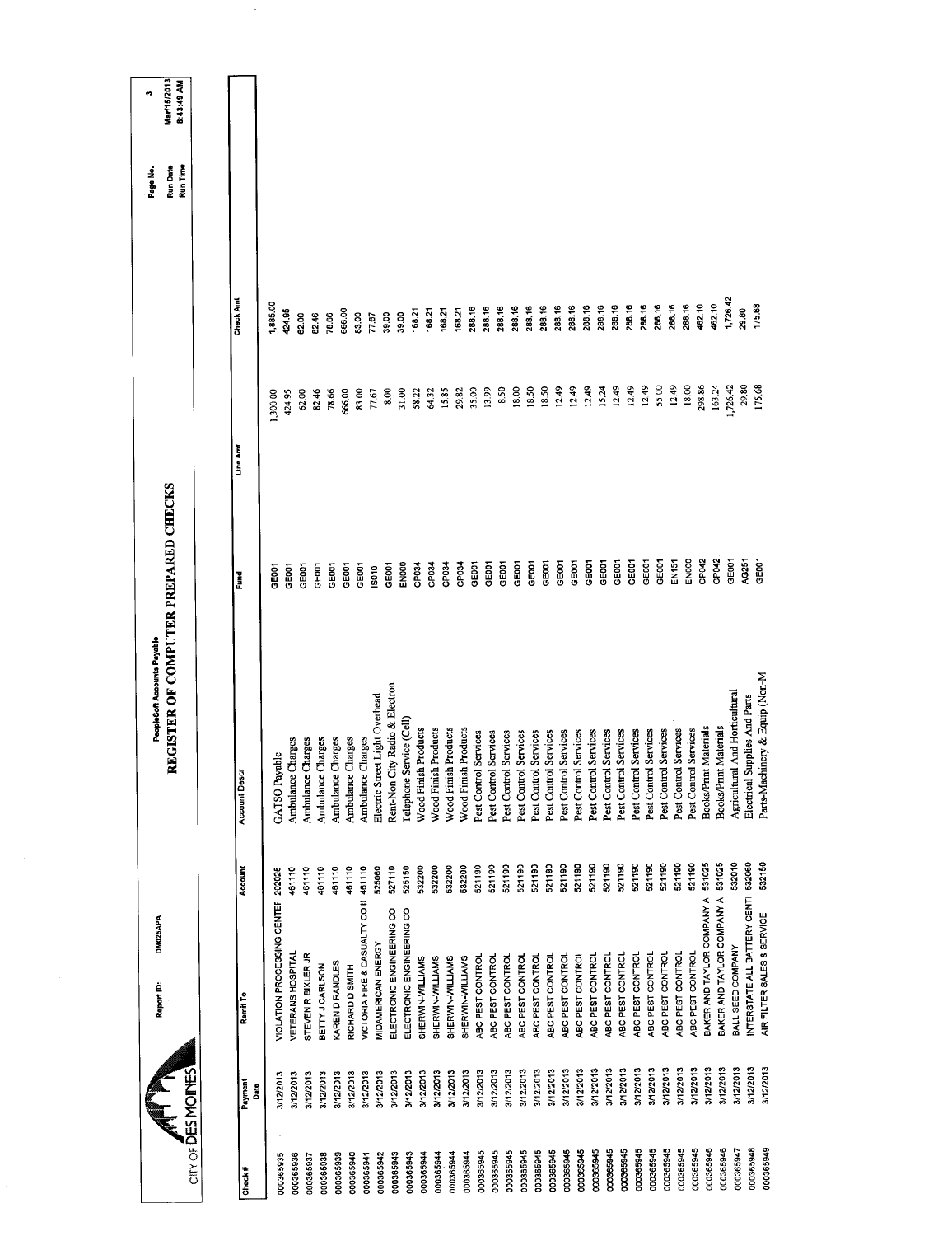CITY OF DES MOINES

Report ID: DM025APA

PeopleSoft Accounts Payable

# REGISTER OF COMPUTER PREPARED CHECKS

Page No. 3
Run Date Mar/15/2013
Run Time 8:43:49 AM

| Check # | Payment Date | Remit To | Account | Account Descr | Fund | Line Amt | Check Amt |
|---|---|---|---|---|---|---|---|
| 000365935 | 3/12/2013 | VIOLATION PROCESSING CENTEF | 202025 | GATSO Payable | GE001 | 1,300.00 | 1,885.00 |
| 000365936 | 3/12/2013 | VETERANS HOSPITAL | 461110 | Ambulance Charges | GE001 | 424.95 | 424.95 |
| 000365937 | 3/12/2013 | STEVEN R BIXLER JR | 461110 | Ambulance Charges | GE001 | 62.00 | 62.00 |
| 000365938 | 3/12/2013 | BETTY J CARLSON | 461110 | Ambulance Charges | GE001 | 82.46 | 82.46 |
| 000365939 | 3/12/2013 | KAREN D RANDLES | 461110 | Ambulance Charges | GE001 | 78.66 | 78.66 |
| 000365940 | 3/12/2013 | RICHARD D SMITH | 461110 | Ambulance Charges | GE001 | 666.00 | 666.00 |
| 000365941 | 3/12/2013 | VICTORIA FIRE & CASUALTY CO II | 461110 | Ambulance Charges | GE001 | 83.00 | 83.00 |
| 000365942 | 3/12/2013 | MIDAMERICAN ENERGY | 525060 | Electric Street Light Overhead | IS010 | 77.67 | 77.67 |
| 000365943 | 3/12/2013 | ELECTRONIC ENGINEERING CO | 527110 | Rent-Non City Radio & Electron | GE001 | 8.00 | 39.00 |
| 000365943 | 3/12/2013 | ELECTRONIC ENGINEERING CO | 525150 | Telephone Service (Cell) | EN000 | 31.00 | 39.00 |
| 000365944 | 3/12/2013 | SHERWIN-WILLIAMS | 532200 | Wood Finish Products | CP034 | 58.22 | 168.21 |
| 000365944 | 3/12/2013 | SHERWIN-WILLIAMS | 532200 | Wood Finish Products | CP034 | 64.32 | 168.21 |
| 000365944 | 3/12/2013 | SHERWIN-WILLIAMS | 532200 | Wood Finish Products | CP034 | 15.85 | 168.21 |
| 000365944 | 3/12/2013 | SHERWIN-WILLIAMS | 532200 | Wood Finish Products | CP034 | 29.82 | 168.21 |
| 000365945 | 3/12/2013 | ABC PEST CONTROL | 521190 | Pest Control Services | GE001 | 35.00 | 288.16 |
| 000365945 | 3/12/2013 | ABC PEST CONTROL | 521190 | Pest Control Services | GE001 | 13.99 | 288.16 |
| 000365945 | 3/12/2013 | ABC PEST CONTROL | 521190 | Pest Control Services | GE001 | 8.50 | 288.16 |
| 000365945 | 3/12/2013 | ABC PEST CONTROL | 521190 | Pest Control Services | GE001 | 18.00 | 288.16 |
| 000365945 | 3/12/2013 | ABC PEST CONTROL | 521190 | Pest Control Services | GE001 | 18.50 | 288.16 |
| 000365945 | 3/12/2013 | ABC PEST CONTROL | 521190 | Pest Control Services | GE001 | 18.50 | 288.16 |
| 000365945 | 3/12/2013 | ABC PEST CONTROL | 521190 | Pest Control Services | GE001 | 12.49 | 288.16 |
| 000365945 | 3/12/2013 | ABC PEST CONTROL | 521190 | Pest Control Services | GE001 | 12.49 | 288.16 |
| 000365945 | 3/12/2013 | ABC PEST CONTROL | 521190 | Pest Control Services | GE001 | 12.49 | 288.16 |
| 000365945 | 3/12/2013 | ABC PEST CONTROL | 521190 | Pest Control Services | GE001 | 15.24 | 288.16 |
| 000365945 | 3/12/2013 | ABC PEST CONTROL | 521190 | Pest Control Services | GE001 | 12.49 | 288.16 |
| 000365945 | 3/12/2013 | ABC PEST CONTROL | 521190 | Pest Control Services | GE001 | 12.49 | 288.16 |
| 000365945 | 3/12/2013 | ABC PEST CONTROL | 521190 | Pest Control Services | GE001 | 12.49 | 288.16 |
| 000365945 | 3/12/2013 | ABC PEST CONTROL | 521190 | Pest Control Services | GE001 | 55.00 | 288.16 |
| 000365945 | 3/12/2013 | ABC PEST CONTROL | 521190 | Pest Control Services | EN151 | 12.49 | 288.16 |
| 000365945 | 3/12/2013 | ABC PEST CONTROL | 521190 | Pest Control Services | EN000 | 18.00 | 288.16 |
| 000365946 | 3/12/2013 | BAKER AND TAYLOR COMPANY A | 531025 | Books/Print Materials | CP042 | 298.86 | 462.10 |
| 000365946 | 3/12/2013 | BAKER AND TAYLOR COMPANY A | 531025 | Books/Print Materials | CP042 | 163.24 | 462.10 |
| 000365947 | 3/12/2013 | BALL SEED COMPANY | 532010 | Agricultural And Horticultural | GE001 | 1,726.42 | 1,726.42 |
| 000365948 | 3/12/2013 | INTERSTATE ALL BATTERY CENT | 532060 | Electrical Supplies And Parts | AG251 | 29.80 | 29.80 |
| 000365949 | 3/12/2013 | AIR FILTER SALES & SERVICE | 532150 | Parts-Machinery & Equip (Non-M | GE001 | 175.68 | 175.68 |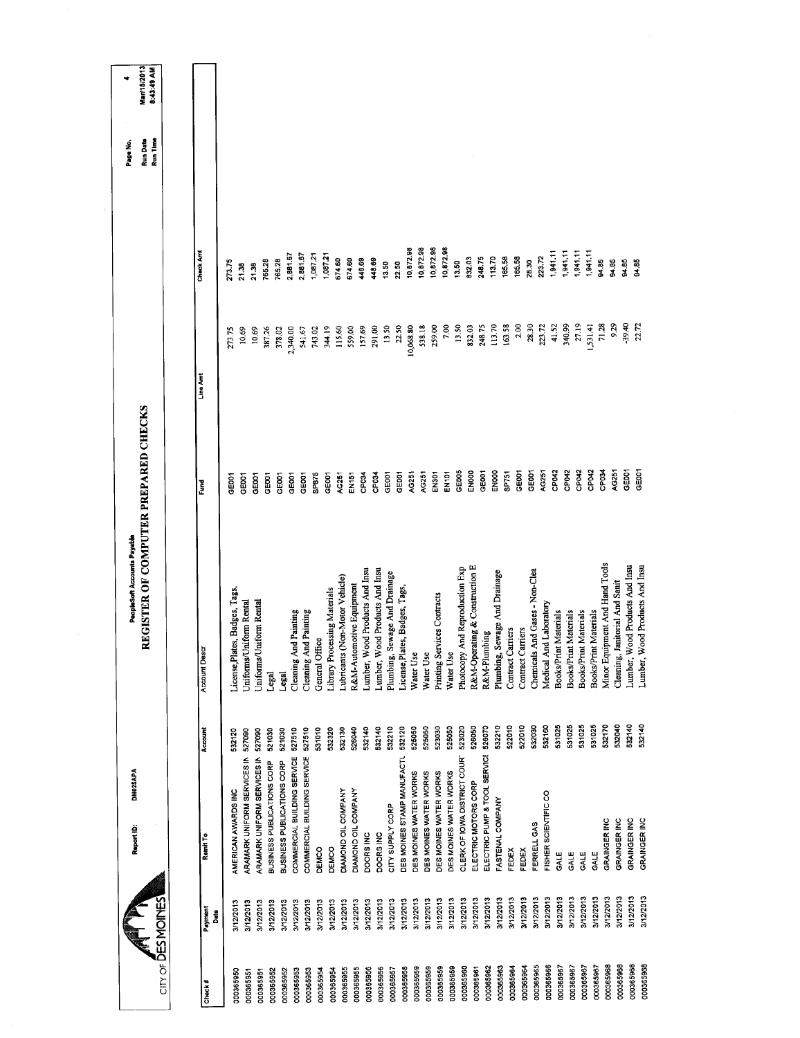CITY OF DES MOINES

Report ID: DM025APA

PeopleSoft Accounts Payable

# REGISTER OF COMPUTER PREPARED CHECKS

Page No. 4
Run Date Mar/15/2013
Run Time 8:43:49 AM

| Check # | Payment Date | Remit To | Account | Account Descr | Fund | Line Amt | Check Amt |
|---|---|---|---|---|---|---|---|
| 000365950 | 3/12/2013 | AMERICAN AWARDS INC | 532120 | License,Plates, Badges, Tags, | GE001 | 273.75 | 273.75 |
| 000365951 | 3/12/2013 | ARAMARK UNIFORM SERVICES IN | 527090 | Uniforms/Uniform Rental | GE001 | 10.69 | 21.38 |
| 000365951 | 3/12/2013 | ARAMARK UNIFORM SERVICES IN | 527090 | Uniforms/Uniform Rental | GE001 | 10.69 | 21.38 |
| 000365952 | 3/12/2013 | BUSINESS PUBLICATIONS CORP | 521030 | Legal | GE001 | 387.26 | 765.28 |
| 000365952 | 3/12/2013 | BUSINESS PUBLICATIONS CORP | 521030 | Legal | GE001 | 378.02 | 765.28 |
| 000365953 | 3/12/2013 | COMMERCIAL BUILDING SERVICE | 527510 | Cleaning And Painting | GE001 | 2,340.00 | 2,881.67 |
| 000365953 | 3/12/2013 | COMMERCIAL BUILDING SERVICE | 527510 | Cleaning And Painting | GE001 | 541.67 | 2,881.67 |
| 000365954 | 3/12/2013 | DEMCO | 531010 | General Office | SP875 | 743.02 | 1,087.21 |
| 000365954 | 3/12/2013 | DEMCO | 532320 | Library Processing Materials | GE001 | 344.19 | 1,087.21 |
| 000365955 | 3/12/2013 | DIAMOND OIL COMPANY | 532130 | Lubricants (Non-Motor Vehicle) | AG251 | 115.60 | 674.60 |
| 000365955 | 3/12/2013 | DIAMOND OIL COMPANY | 526040 | R&M-Automotive Equipment | EN151 | 559.00 | 674.60 |
| 000365956 | 3/12/2013 | DOORS INC | 532140 | Lumber, Wood Products And Insu | CP034 | 157.69 | 448.69 |
| 000365956 | 3/12/2013 | DOORS INC | 532140 | Lumber, Wood Products And Insu | CP034 | 291.00 | 448.69 |
| 000365957 | 3/12/2013 | CITY SUPPLY CORP | 532210 | Plumbing, Sewage And Drainage | GE001 | 13.50 | 13.50 |
| 000365958 | 3/12/2013 | DES MOINES STAMP MANUFACTL | 532120 | License,Plates, Badges, Tags, | GE001 | 22.50 | 22.50 |
| 000365959 | 3/12/2013 | DES MOINES WATER WORKS | 525050 | Water Use | AG251 | 10,068.80 | 10,872.98 |
| 000365959 | 3/12/2013 | DES MOINES WATER WORKS | 525050 | Water Use | AG251 | 538.18 | 10,872.98 |
| 000365959 | 3/12/2013 | DES MOINES WATER WORKS | 523030 | Printing Services Contracts | EN301 | 259.00 | 10,872.98 |
| 000365959 | 3/12/2013 | DES MOINES WATER WORKS | 525050 | Water Use | EN101 | 7.00 | 10,872.98 |
| 000365960 | 3/12/2013 | CLERK OF IOWA DISTRICT COUR | 523020 | Photocopy And Reproduction Exp | GE005 | 13.50 | 13.50 |
| 000365961 | 3/12/2013 | ELECTRIC MOTORS CORP | 526050 | R&M-Operating & Construction E | EN000 | 832.03 | 832.03 |
| 000365962 | 3/12/2013 | ELECTRIC PUMP & TOOL SERVICI | 526070 | R&M-Plumbing | GE001 | 248.75 | 248.75 |
| 000365963 | 3/12/2013 | FASTENAL COMPANY | 532210 | Plumbing, Sewage And Drainage | EN000 | 113.70 | 113.70 |
| 000365964 | 3/12/2013 | FEDEX | 522010 | Contract Carriers | SP751 | 163.58 | 165.58 |
| 000365964 | 3/12/2013 | FEDEX | 522010 | Contract Carriers | GE001 | 2.00 | 165.58 |
| 000365965 | 3/12/2013 | FERRELL GAS | 532030 | Chemicals And Gases - Non-Clea | GE001 | 28.30 | 28.30 |
| 000365966 | 3/12/2013 | FISHER SCIENTIFIC CO | 532160 | Medical And Laboratory | AG251 | 223.72 | 223.72 |
| 000365967 | 3/12/2013 | GALE | 531025 | Books/Print Materials | CP042 | 41.52 | 1,941.11 |
| 000365967 | 3/12/2013 | GALE | 531025 | Books/Print Materials | CP042 | 340.99 | 1,941.11 |
| 000365967 | 3/12/2013 | GALE | 531025 | Books/Print Materials | CP042 | 27.19 | 1,941.11 |
| 000365967 | 3/12/2013 | GALE | 531025 | Books/Print Materials | CP042 | 1,531.41 | 1,941.11 |
| 000365968 | 3/12/2013 | GRAINGER INC | 532170 | Minor Equipment And Hand Tools | CP034 | 71.28 | 94.85 |
| 000365968 | 3/12/2013 | GRAINGER INC | 532040 | Cleaning, Janitorial And Sanit | AG251 | 9.29 | 94.85 |
| 000365968 | 3/12/2013 | GRAINGER INC | 532140 | Lumber, Wood Products And Insu | GE001 | -39.40 | 94.85 |
| 000365968 | 3/12/2013 | GRAINGER INC | 532140 | Lumber, Wood Products And Insu | GE001 | 22.72 | 94.85 |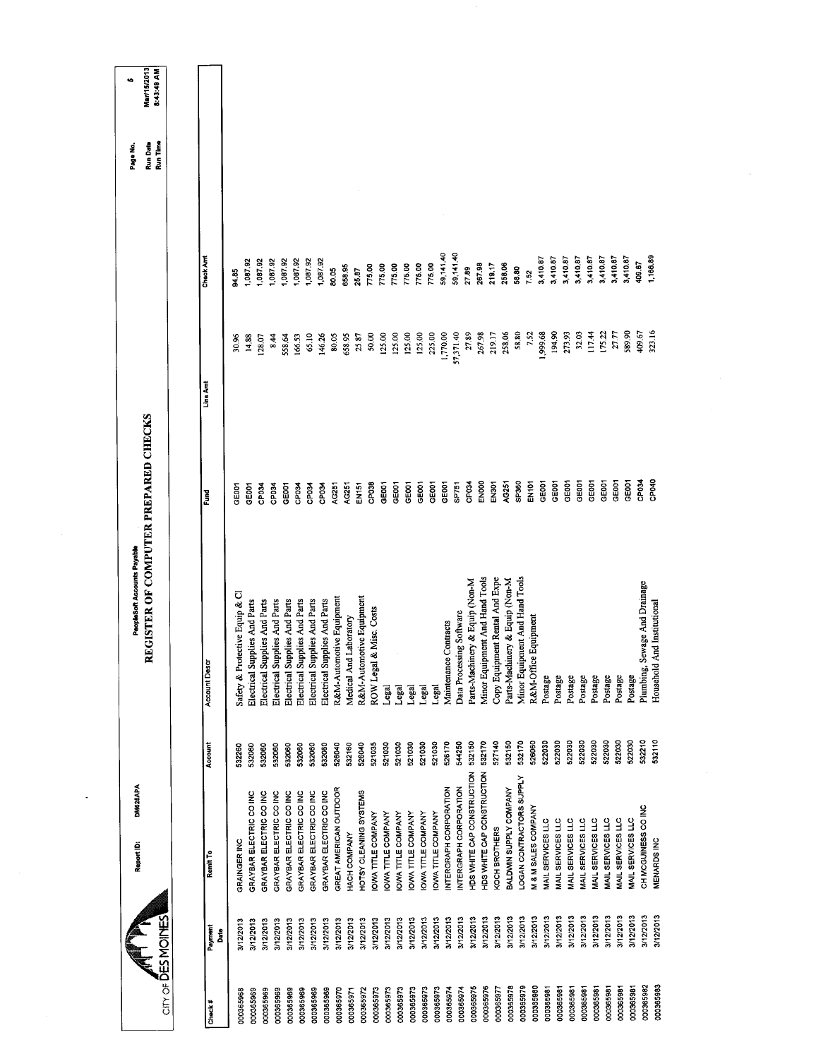CITY OF DES MOINES

Report ID: DM025APA

PeopleSoft Accounts Payable

# REGISTER OF COMPUTER PREPARED CHECKS

Run Date: Mar/15/2013
Run Time: 8:43:49 AM

| Check # | Payment Date | Remit To | Account | Account Descr | Fund | Line Amt | Check Amt |
|---|---|---|---|---|---|---|---|
| 000365968 | 3/12/2013 | GRAINGER INC | 532260 | Safety & Protective Equip & Cl | GE001 | 30.96 | 94.85 |
| 000365969 | 3/12/2013 | GRAYBAR ELECTRIC CO INC | 532060 | Electrical Supplies And Parts | GE001 | 14.88 | 1,087.92 |
| 000365969 | 3/12/2013 | GRAYBAR ELECTRIC CO INC | 532060 | Electrical Supplies And Parts | CP034 | 128.07 | 1,087.92 |
| 000365969 | 3/12/2013 | GRAYBAR ELECTRIC CO INC | 532060 | Electrical Supplies And Parts | CP034 | 8.44 | 1,087.92 |
| 000365969 | 3/12/2013 | GRAYBAR ELECTRIC CO INC | 532060 | Electrical Supplies And Parts | GE001 | 558.64 | 1,087.92 |
| 000365969 | 3/12/2013 | GRAYBAR ELECTRIC CO INC | 532060 | Electrical Supplies And Parts | CP034 | 166.53 | 1,087.92 |
| 000365969 | 3/12/2013 | GRAYBAR ELECTRIC CO INC | 532060 | Electrical Supplies And Parts | CP034 | 65.10 | 1,087.92 |
| 000365969 | 3/12/2013 | GRAYBAR ELECTRIC CO INC | 532060 | Electrical Supplies And Parts | CP034 | 146.26 | 1,087.92 |
| 000365970 | 3/12/2013 | GREAT AMERICAN OUTDOOR | 526040 | R&M-Automotive Equipment | AG251 | 80.05 | 80.05 |
| 000365971 | 3/12/2013 | HACH COMPANY | 532160 | Medical And Laboratory | AG251 | 658.95 | 658.95 |
| 000365972 | 3/12/2013 | HOTSY CLEANING SYSTEMS | 526040 | R&M-Automotive Equipment | EN151 | 25.87 | 25.87 |
| 000365973 | 3/12/2013 | IOWA TITLE COMPANY | 521035 | ROW Legal & Misc. Costs | CP038 | 50.00 | 775.00 |
| 000365973 | 3/12/2013 | IOWA TITLE COMPANY | 521030 | Legal | GE001 | 125.00 | 775.00 |
| 000365973 | 3/12/2013 | IOWA TITLE COMPANY | 521030 | Legal | GE001 | 125.00 | 775.00 |
| 000365973 | 3/12/2013 | IOWA TITLE COMPANY | 521030 | Legal | GE001 | 125.00 | 775.00 |
| 000365973 | 3/12/2013 | IOWA TITLE COMPANY | 521030 | Legal | GE001 | 125.00 | 775.00 |
| 000365973 | 3/12/2013 | IOWA TITLE COMPANY | 521030 | Legal | GE001 | 225.00 | 775.00 |
| 000365974 | 3/12/2013 | INTERGRAPH CORPORATION | 526170 | Maintenance Contracts | GE001 | 1,770.00 | 59,141.40 |
| 000365974 | 3/12/2013 | INTERGRAPH CORPORATION | 544250 | Data Processing Software | SP751 | 57,371.40 | 59,141.40 |
| 000365975 | 3/12/2013 | HDS WHITE CAP CONSTRUCTION | 532150 | Parts-Machinery & Equip (Non-M | CP034 | 27.89 | 27.89 |
| 000365976 | 3/12/2013 | HDS WHITE CAP CONSTRUCTION | 532170 | Minor Equipment And Hand Tools | EN000 | 267.98 | 267.98 |
| 000365977 | 3/12/2013 | KOCH BROTHERS | 527140 | Copy Equipment Rental And Expe | EN301 | 219.17 | 219.17 |
| 000365978 | 3/12/2013 | BALDWIN SUPPLY COMPANY | 532150 | Parts-Machinery & Equip (Non-M | AG251 | 258.06 | 258.06 |
| 000365979 | 3/12/2013 | LOGAN CONTRACTORS SUPPLY | 532170 | Minor Equipment And Hand Tools | SP360 | 58.80 | 58.80 |
| 000365980 | 3/12/2013 | M & M SALES COMPANY | 526060 | R&M-Office Equipment | EN101 | 7.52 | 7.52 |
| 000365981 | 3/12/2013 | MAIL SERVICES LLC | 522030 | Postage | GE001 | 1,999.68 | 3,410.87 |
| 000365981 | 3/12/2013 | MAIL SERVICES LLC | 522030 | Postage | GE001 | 194.90 | 3,410.87 |
| 000365981 | 3/12/2013 | MAIL SERVICES LLC | 522030 | Postage | GE001 | 273.93 | 3,410.87 |
| 000365981 | 3/12/2013 | MAIL SERVICES LLC | 522030 | Postage | GE001 | 32.03 | 3,410.87 |
| 000365981 | 3/12/2013 | MAIL SERVICES LLC | 522030 | Postage | GE001 | 117.44 | 3,410.87 |
| 000365981 | 3/12/2013 | MAIL SERVICES LLC | 522030 | Postage | GE001 | 175.22 | 3,410.87 |
| 000365981 | 3/12/2013 | MAIL SERVICES LLC | 522030 | Postage | GE001 | 27.77 | 3,410.87 |
| 000365981 | 3/12/2013 | MAIL SERVICES LLC | 522030 | Postage | GE001 | 589.90 | 3,410.87 |
| 000365982 | 3/12/2013 | CH MCGUINESS CO INC | 532210 | Plumbing, Sewage And Drainage | CP034 | 409.67 | 409.67 |
| 000365983 | 3/12/2013 | MENARDS INC | 532110 | Household And Institutional | CP040 | 323.16 | 1,166.89 |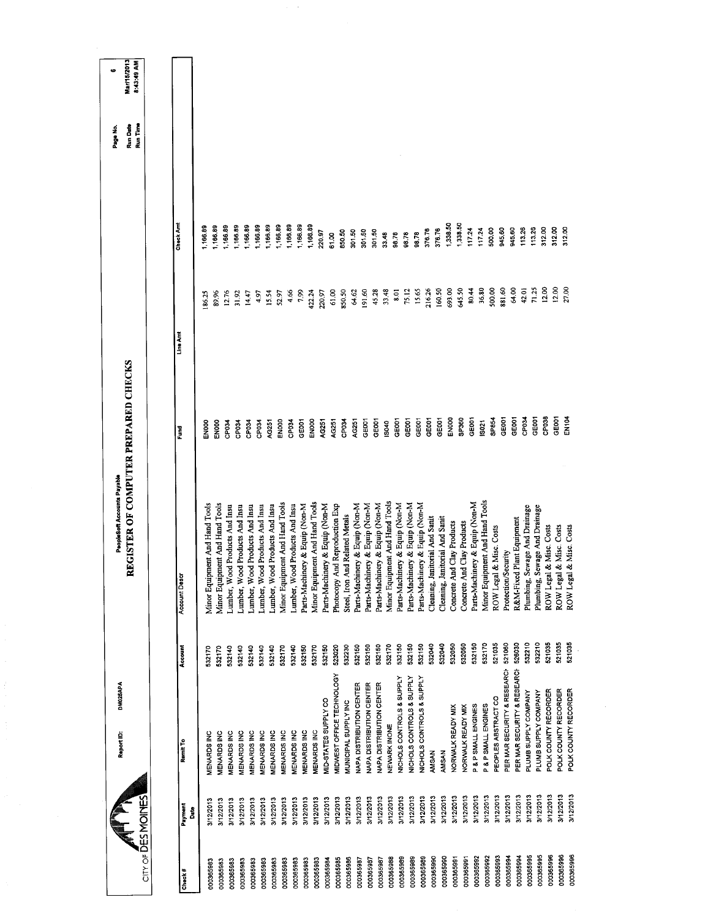# REGISTER OF COMPUTER PREPARED CHECKS

PeopleSoft Accounts Payable

Report ID: DM025APA

CITY OF DES MOINES

Run Date Mar/15/2013
Run Time 8:43:49 AM

| Check # | Payment Date | Remit To | Account | Account Descr | Fund | Line Amt | Check Amt |
|---|---|---|---|---|---|---|---|
| 000365983 | 3/12/2013 | MENARDS INC | 532170 | Minor Equipment And Hand Tools | EN000 | 186.25 | 1,166.89 |
| 000365983 | 3/12/2013 | MENARDS INC | 532170 | Minor Equipment And Hand Tools | EN000 | 89.96 | 1,166.89 |
| 000365983 | 3/12/2013 | MENARDS INC | 532140 | Lumber, Wood Products And Insu | CP034 | 12.76 | 1,166.89 |
| 000365983 | 3/12/2013 | MENARDS INC | 532140 | Lumber, Wood Products And Insu | CP034 | 31.92 | 1,166.89 |
| 000365983 | 3/12/2013 | MENARDS INC | 532140 | Lumber, Wood Products And Insu | CP034 | 14.47 | 1,166.89 |
| 000365983 | 3/12/2013 | MENARDS INC | 532140 | Lumber, Wood Products And Insu | CP034 | 4.97 | 1,166.89 |
| 000365983 | 3/12/2013 | MENARDS INC | 532140 | Lumber, Wood Products And Insu | AG251 | 15.54 | 1,166.89 |
| 000365983 | 3/12/2013 | MENARDS INC | 532170 | Minor Equipment And Hand Tools | EN000 | 52.97 | 1,166.89 |
| 000365983 | 3/12/2013 | MENARDS INC | 532140 | Lumber, Wood Products And Insu | CP034 | 4.66 | 1,166.89 |
| 000365983 | 3/12/2013 | MENARDS INC | 532150 | Parts-Machinery & Equip (Non-M | GE001 | 7.99 | 1,166.89 |
| 000365983 | 3/12/2013 | MENARDS INC | 532170 | Minor Equipment And Hand Tools | EN000 | 422.24 | 1,166.89 |
| 000365984 | 3/12/2013 | MID-STATES SUPPLY CO | 532150 | Parts-Machinery & Equip (Non-M | AG251 | 220.97 | 220.97 |
| 000365985 | 3/12/2013 | MIDWEST OFFICE TECHNOLOGY | 523020 | Photocopy And Reproduction Exp | AG251 | 61.00 | 61.00 |
| 000365986 | 3/12/2013 | MUNICIPAL SUPPLY INC | 532230 | Steel, Iron And Related Metals | CP034 | 850.50 | 850.50 |
| 000365987 | 3/12/2013 | NAPA DISTRIBUTION CENTER | 532150 | Parts-Machinery & Equip (Non-M | AG251 | 64.62 | 301.50 |
| 000365987 | 3/12/2013 | NAPA DISTRIBUTION CENTER | 532150 | Parts-Machinery & Equip (Non-M | GE001 | 191.60 | 301.50 |
| 000365987 | 3/12/2013 | NAPA DISTRIBUTION CENTER | 532150 | Parts-Machinery & Equip (Non-M | GE001 | 45.28 | 301.50 |
| 000365988 | 3/12/2013 | NEWARK INONE | 532170 | Minor Equipment And Hand Tools | IS040 | 33.48 | 33.48 |
| 000365989 | 3/12/2013 | NICHOLS CONTROLS & SUPPLY | 532150 | Parts-Machinery & Equip (Non-M | GE001 | 8.01 | 98.78 |
| 000365989 | 3/12/2013 | NICHOLS CONTROLS & SUPPLY | 532150 | Parts-Machinery & Equip (Non-M | GE001 | 75.12 | 98.78 |
| 000365989 | 3/12/2013 | NICHOLS CONTROLS & SUPPLY | 532150 | Parts-Machinery & Equip (Non-M | GE001 | 15.65 | 98.78 |
| 000365990 | 3/12/2013 | AMSAN | 532040 | Cleaning, Janitorial And Sanit | GE001 | 216.26 | 376.76 |
| 000365990 | 3/12/2013 | AMSAN | 532040 | Cleaning, Janitorial And Sanit | GE001 | 160.50 | 376.76 |
| 000365991 | 3/12/2013 | NORWALK READY MIX | 532050 | Concrete And Clay Products | EN000 | 693.00 | 1,338.50 |
| 000365991 | 3/12/2013 | NORWALK READY MIX | 532050 | Concrete And Clay Products | SP360 | 645.50 | 1,338.50 |
| 000365992 | 3/12/2013 | P & P SMALL ENGINES | 532150 | Parts-Machinery & Equip (Non-M | GE001 | 80.44 | 117.24 |
| 000365992 | 3/12/2013 | P & P SMALL ENGINES | 532170 | Minor Equipment And Hand Tools | IS021 | 36.80 | 117.24 |
| 000365993 | 3/12/2013 | PEOPLES ABSTRACT CO | 521035 | ROW Legal & Misc. Costs | SP854 | 500.00 | 500.00 |
| 000365994 | 3/12/2013 | PER MAR SECURITY & RESEARCH | 521060 | Protection/Security | GE001 | 881.60 | 945.60 |
| 000365994 | 3/12/2013 | PER MAR SECURITY & RESEARCH | 526030 | R&M-Fixed Plant Equipment | GE001 | 64.00 | 945.60 |
| 000365995 | 3/12/2013 | PLUMB SUPPLY COMPANY | 532210 | Plumbing, Sewage And Drainage | CP034 | 42.01 | 113.26 |
| 000365995 | 3/12/2013 | PLUMB SUPPLY COMPANY | 532210 | Plumbing, Sewage And Drainage | GE001 | 71.25 | 113.26 |
| 000365996 | 3/12/2013 | POLK COUNTY RECORDER | 521035 | ROW Legal & Misc. Costs | CP038 | 12.00 | 312.00 |
| 000365996 | 3/12/2013 | POLK COUNTY RECORDER | 521035 | ROW Legal & Misc. Costs | GE001 | 12.00 | 312.00 |
| 000365996 | 3/12/2013 | POLK COUNTY RECORDER | 521035 | ROW Legal & Misc. Costs | EN104 | 27.00 | 312.00 |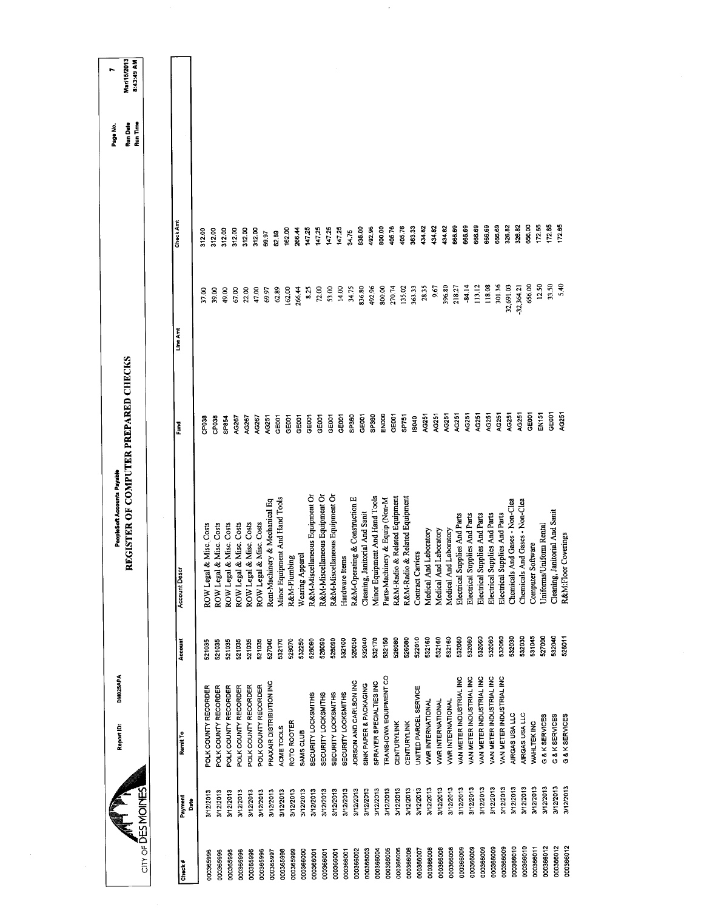CITY OF DES MOINES

Report ID: DM025APA

PeopleSoft Accounts Payable

# REGISTER OF COMPUTER PREPARED CHECKS

Page No. 7
Run Date Mar/15/2013
Run Time 8:43:49 AM

| Check # | Payment Date | Remit To | Account | Account Descr | Fund | Line Amt | Check Amt |
|---|---|---|---|---|---|---|---|
| 000365996 | 3/12/2013 | POLK COUNTY RECORDER | 521035 | ROW Legal & Misc. Costs | CP038 | 37.00 | 312.00 |
| 000365996 | 3/12/2013 | POLK COUNTY RECORDER | 521035 | ROW Legal & Misc. Costs | CP038 | 39.00 | 312.00 |
| 000365996 | 3/12/2013 | POLK COUNTY RECORDER | 521035 | ROW Legal & Misc. Costs | SP854 | 49.00 | 312.00 |
| 000365996 | 3/12/2013 | POLK COUNTY RECORDER | 521035 | ROW Legal & Misc. Costs | AG267 | 67.00 | 312.00 |
| 000365996 | 3/12/2013 | POLK COUNTY RECORDER | 521035 | ROW Legal & Misc. Costs | AG267 | 22.00 | 312.00 |
| 000365996 | 3/12/2013 | POLK COUNTY RECORDER | 521035 | ROW Legal & Misc. Costs | AG267 | 47.00 | 312.00 |
| 000365997 | 3/12/2013 | PRAXAIR DISTRIBUTION INC | 527040 | Rent-Machinery & Mechanical Eq | AG251 | 69.97 | 69.97 |
| 000365998 | 3/12/2013 | ACME TOOLS | 532170 | Minor Equipment And Hand Tools | GE001 | 62.89 | 62.89 |
| 000365999 | 3/12/2013 | ROTO ROOTER | 526070 | R&M-Plumbing | GE001 | 162.00 | 162.00 |
| 000366000 | 3/12/2013 | SAMS CLUB | 532250 | Wearing Apparel | GE001 | 266.44 | 266.44 |
| 000366001 | 3/12/2013 | SECURITY LOCKSMITHS | 526090 | R&M-Miscellaneous Equipment Or | GE001 | 8.25 | 147.25 |
| 000366001 | 3/12/2013 | SECURITY LOCKSMITHS | 526090 | R&M-Miscellaneous Equipment Or | GE001 | 72.00 | 147.25 |
| 000366001 | 3/12/2013 | SECURITY LOCKSMITHS | 526090 | R&M-Miscellaneous Equipment Or | GE001 | 53.00 | 147.25 |
| 000366001 | 3/12/2013 | SECURITY LOCKSMITHS | 532100 | Hardware Items | GE001 | 14.00 | 147.25 |
| 000366002 | 3/12/2013 | JORSON AND CARLSON INC | 526050 | R&M-Operating & Construction E | SP360 | 34.75 | 34.75 |
| 000366003 | 3/12/2013 | SINK PAPER & PACKAGING | 532040 | Cleaning, Janitorial And Sanit | GE001 | 836.80 | 836.80 |
| 000366004 | 3/12/2013 | SPRAYER SPECIALTIES INC | 532170 | Minor Equipment And Hand Tools | SP360 | 492.96 | 492.96 |
| 000366005 | 3/12/2013 | TRANS-IOWA EQUIPMENT CO | 532150 | Parts-Machinery & Equip (Non-M | EN000 | 800.00 | 800.00 |
| 000366006 | 3/12/2013 | CENTURYLINK | 526080 | R&M-Radio & Related Equipment | GE001 | 270.74 | 405.76 |
| 000366006 | 3/12/2013 | CENTURYLINK | 526080 | R&M-Radio & Related Equipment | SP751 | 135.02 | 405.76 |
| 000366007 | 3/12/2013 | UNITED PARCEL SERVICE | 522010 | Contract Carriers | IS040 | 363.33 | 363.33 |
| 000366008 | 3/12/2013 | VWR INTERNATIONAL | 532160 | Medical And Laboratory | AG251 | 28.35 | 434.82 |
| 000366008 | 3/12/2013 | VWR INTERNATIONAL | 532160 | Medical And Laboratory | AG251 | 9.67 | 434.82 |
| 000366008 | 3/12/2013 | VWR INTERNATIONAL | 532160 | Medical And Laboratory | AG251 | 396.80 | 434.82 |
| 000366009 | 3/12/2013 | VAN METER INDUSTRIAL INC | 532060 | Electrical Supplies And Parts | AG251 | 218.27 | 666.69 |
| 000366009 | 3/12/2013 | VAN METER INDUSTRIAL INC | 532060 | Electrical Supplies And Parts | AG251 | -84.14 | 666.69 |
| 000366009 | 3/12/2013 | VAN METER INDUSTRIAL INC | 532060 | Electrical Supplies And Parts | AG251 | 113.12 | 666.69 |
| 000366009 | 3/12/2013 | VAN METER INDUSTRIAL INC | 532060 | Electrical Supplies And Parts | AG251 | 118.08 | 666.69 |
| 000366009 | 3/12/2013 | VAN METER INDUSTRIAL INC | 532060 | Electrical Supplies And Parts | AG251 | 301.36 | 666.69 |
| 000366010 | 3/12/2013 | AIRGAS USA LLC | 532030 | Chemicals And Gases - Non-Clea | AG251 | 32,691.03 | 326.82 |
| 000366010 | 3/12/2013 | AIRGAS USA LLC | 532030 | Chemicals And Gases - Non-Clea | AG251 | -32,364.21 | 326.82 |
| 000366011 | 3/12/2013 | WAHLTEK INC | 531045 | Computer Software | GE001 | 656.00 | 656.00 |
| 000366012 | 3/12/2013 | G & K SERVICES | 527090 | Uniforms/Uniform Rental | EN151 | 12.50 | 172.65 |
| 000366012 | 3/12/2013 | G & K SERVICES | 532040 | Cleaning, Janitorial And Sanit | GE001 | 33.50 | 172.65 |
| 000366012 | 3/12/2013 | G & K SERVICES | 526011 | R&M:Floor Coverings | AG251 | 5.40 | 172.65 |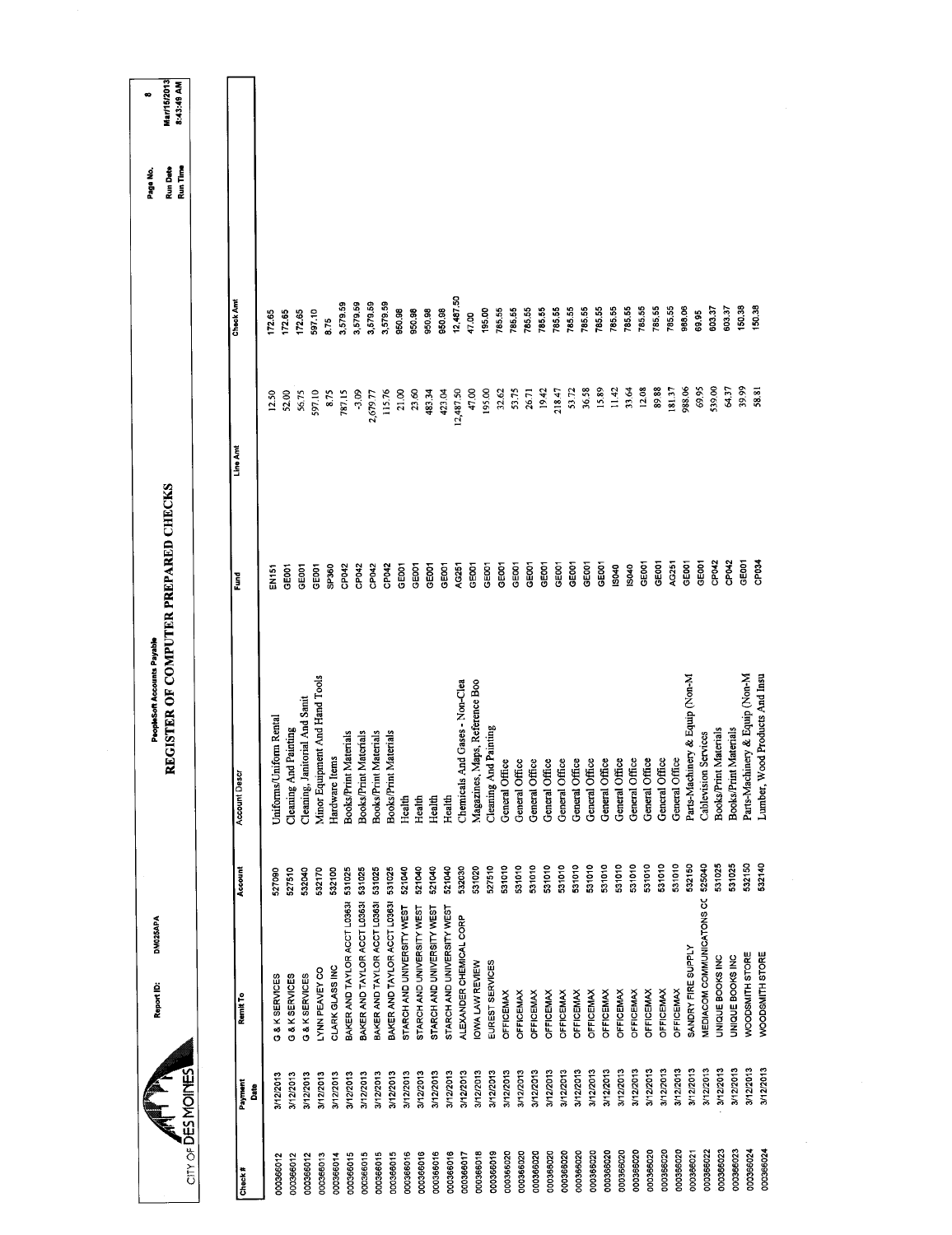CITY OF DES MOINES

Report ID: DM025APA

PeopleSoft Accounts Payable

# REGISTER OF COMPUTER PREPARED CHECKS

Page No. 8
Run Date Mar/15/2013
Run Time 8:43:49 AM

| Check # | Payment Date | Remit To | Account | Account Descr | Fund | Line Amt | Check Amt |
|---|---|---|---|---|---|---|---|
| 000366012 | 3/12/2013 | G & K SERVICES | 527090 | Uniforms/Uniform Rental | EN151 | 12.50 | 172.65 |
| 000366012 | 3/12/2013 | G & K SERVICES | 527510 | Cleaning And Painting | GE001 | 52.00 | 172.65 |
| 000366012 | 3/12/2013 | G & K SERVICES | 532040 | Cleaning, Janitorial And Sanit | GE001 | 56.75 | 172.65 |
| 000366013 | 3/12/2013 | LYNN PEAVEY CO | 532170 | Minor Equipment And Hand Tools | GE001 | 597.10 | 597.10 |
| 000366014 | 3/12/2013 | CLARK GLASS INC | 532100 | Hardware Items | SP360 | 8.75 | 8.75 |
| 000366015 | 3/12/2013 | BAKER AND TAYLOR ACCT L0363I | 531025 | Books/Print Materials | CP042 | 787.15 | 3,579.59 |
| 000366015 | 3/12/2013 | BAKER AND TAYLOR ACCT L0363I | 531025 | Books/Print Materials | CP042 | -3.09 | 3,579.59 |
| 000366015 | 3/12/2013 | BAKER AND TAYLOR ACCT L0363I | 531025 | Books/Print Materials | CP042 | 2,679.77 | 3,579.59 |
| 000366015 | 3/12/2013 | BAKER AND TAYLOR ACCT L0363I | 531025 | Books/Print Materials | CP042 | 115.76 | 3,579.59 |
| 000366016 | 3/12/2013 | STARCH AND UNIVERSITY WEST | 521040 | Health | GE001 | 21.00 | 950.98 |
| 000366016 | 3/12/2013 | STARCH AND UNIVERSITY WEST | 521040 | Health | GE001 | 23.60 | 950.98 |
| 000366016 | 3/12/2013 | STARCH AND UNIVERSITY WEST | 521040 | Health | GE001 | 483.34 | 950.98 |
| 000366016 | 3/12/2013 | STARCH AND UNIVERSITY WEST | 521040 | Health | GE001 | 423.04 | 950.98 |
| 000366017 | 3/12/2013 | ALEXANDER CHEMICAL CORP | 532030 | Chemicals And Gases - Non-Clea | AG251 | 12,487.50 | 12,487.50 |
| 000366018 | 3/12/2013 | IOWA LAW REVIEW | 531020 | Magazines, Maps, Reference Boo | GE001 | 47.00 | 47.00 |
| 000366019 | 3/12/2013 | EUREST SERVICES | 527510 | Cleaning And Painting | GE001 | 195.00 | 195.00 |
| 000366020 | 3/12/2013 | OFFICEMAX | 531010 | General Office | GE001 | 32.62 | 785.55 |
| 000366020 | 3/12/2013 | OFFICEMAX | 531010 | General Office | GE001 | 53.75 | 785.55 |
| 000366020 | 3/12/2013 | OFFICEMAX | 531010 | General Office | GE001 | 26.71 | 785.55 |
| 000366020 | 3/12/2013 | OFFICEMAX | 531010 | General Office | GE001 | 19.42 | 785.55 |
| 000366020 | 3/12/2013 | OFFICEMAX | 531010 | General Office | GE001 | 218.47 | 785.55 |
| 000366020 | 3/12/2013 | OFFICEMAX | 531010 | General Office | GE001 | 53.72 | 785.55 |
| 000366020 | 3/12/2013 | OFFICEMAX | 531010 | General Office | GE001 | 36.58 | 785.55 |
| 000366020 | 3/12/2013 | OFFICEMAX | 531010 | General Office | GE001 | 15.89 | 785.55 |
| 000366020 | 3/12/2013 | OFFICEMAX | 531010 | General Office | IS040 | 11.42 | 785.55 |
| 000366020 | 3/12/2013 | OFFICEMAX | 531010 | General Office | IS040 | 33.64 | 785.55 |
| 000366020 | 3/12/2013 | OFFICEMAX | 531010 | General Office | GE001 | 12.08 | 785.55 |
| 000366020 | 3/12/2013 | OFFICEMAX | 531010 | General Office | GE001 | 89.88 | 785.55 |
| 000366020 | 3/12/2013 | OFFICEMAX | 531010 | General Office | AG251 | 181.37 | 785.55 |
| 000366021 | 3/12/2013 | SANDRY FIRE SUPPLY | 532150 | Parts-Machinery & Equip (Non-M | GE001 | 988.06 | 988.06 |
| 000366022 | 3/12/2013 | MEDIACOM COMMUNICATIONS CC | 525040 | Cablevision Services | GE001 | 69.95 | 69.95 |
| 000366023 | 3/12/2013 | UNIQUE BOOKS INC | 531025 | Books/Print Materials | CP042 | 539.00 | 603.37 |
| 000366023 | 3/12/2013 | UNIQUE BOOKS INC | 531025 | Books/Print Materials | CP042 | 64.37 | 603.37 |
| 000366024 | 3/12/2013 | WOODSMITH STORE | 532150 | Parts-Machinery & Equip (Non-M | GE001 | 39.99 | 150.38 |
| 000366024 | 3/12/2013 | WOODSMITH STORE | 532140 | Lumber, Wood Products And Insu | CP034 | 58.81 | 150.38 |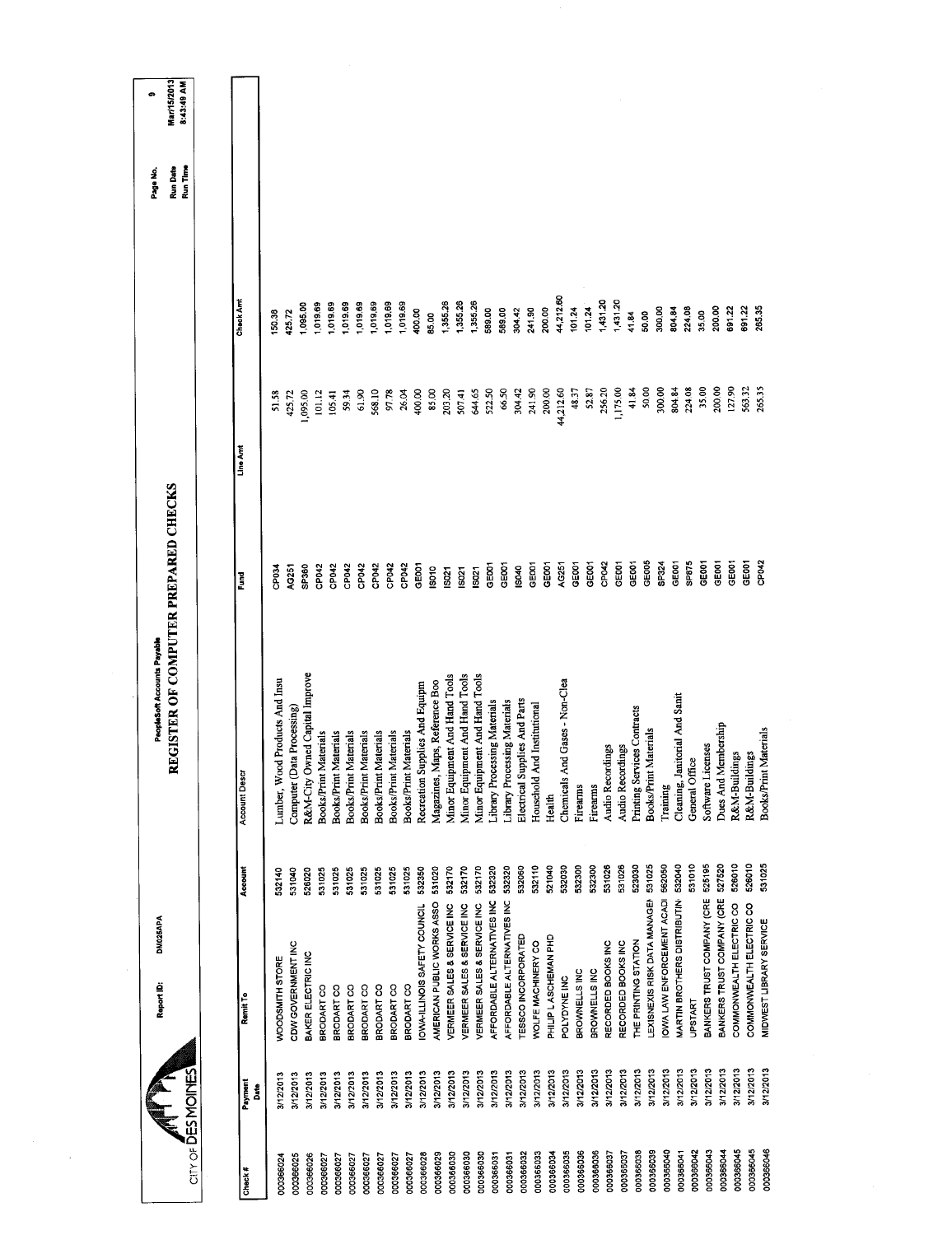CITY OF DES MOINES

Report ID: DM025APA

PeopleSoft Accounts Payable

# REGISTER OF COMPUTER PREPARED CHECKS

Page No. 9
Run Date Mar/15/2013
Run Time 8:43:49 AM

| Check # | Payment Date | Remit To | Account | Account Descr | Fund | Line Amt | Check Amt |
|---|---|---|---|---|---|---|---|
| 000366024 | 3/12/2013 | WOODSMITH STORE | 532140 | Lumber, Wood Products And Insu | CP034 | 51.58 | 150.38 |
| 000366025 | 3/12/2013 | CDW GOVERNMENT INC | 531040 | Computer (Data Processing) | AG251 | 425.72 | 425.72 |
| 000366026 | 3/12/2013 | BAKER ELECTRIC INC | 526020 | R&M-City Owned Capital Improve | SP360 | 1,095.00 | 1,095.00 |
| 000366027 | 3/12/2013 | BRODART CO | 531025 | Books/Print Materials | CP042 | 101.12 | 1,019.69 |
| 000366027 | 3/12/2013 | BRODART CO | 531025 | Books/Print Materials | CP042 | 105.41 | 1,019.69 |
| 000366027 | 3/12/2013 | BRODART CO | 531025 | Books/Print Materials | CP042 | 59.34 | 1,019.69 |
| 000366027 | 3/12/2013 | BRODART CO | 531025 | Books/Print Materials | CP042 | 61.90 | 1,019.69 |
| 000366027 | 3/12/2013 | BRODART CO | 531025 | Books/Print Materials | CP042 | 568.10 | 1,019.69 |
| 000366027 | 3/12/2013 | BRODART CO | 531025 | Books/Print Materials | CP042 | 97.78 | 1,019.69 |
| 000366027 | 3/12/2013 | BRODART CO | 531025 | Books/Print Materials | CP042 | 26.04 | 1,019.69 |
| 000366028 | 3/12/2013 | IOWA-ILLINOIS SAFETY COUNCIL | 532350 | Recreation Supplies And Equipm | GE001 | 400.00 | 400.00 |
| 000366029 | 3/12/2013 | AMERICAN PUBLIC WORKS ASSO | 531020 | Magazines, Maps, Reference Boo | IS010 | 85.00 | 85.00 |
| 000366030 | 3/12/2013 | VERMEER SALES & SERVICE INC | 532170 | Minor Equipment And Hand Tools | IS021 | 203.20 | 1,355.26 |
| 000366030 | 3/12/2013 | VERMEER SALES & SERVICE INC | 532170 | Minor Equipment And Hand Tools | IS021 | 507.41 | 1,355.26 |
| 000366030 | 3/12/2013 | VERMEER SALES & SERVICE INC | 532170 | Minor Equipment And Hand Tools | IS021 | 644.65 | 1,355.26 |
| 000366031 | 3/12/2013 | AFFORDABLE ALTERNATIVES INC | 532320 | Library Processing Materials | GE001 | 522.50 | 589.00 |
| 000366031 | 3/12/2013 | AFFORDABLE ALTERNATIVES INC | 532320 | Library Processing Materials | GE001 | 66.50 | 589.00 |
| 000366032 | 3/12/2013 | TESSCO INCORPORATED | 532060 | Electrical Supplies And Parts | IS040 | 304.42 | 304.42 |
| 000366033 | 3/12/2013 | WOLFE MACHINERY CO | 532110 | Househol And Institutional | GE001 | 241.90 | 241.90 |
| 000366034 | 3/12/2013 | PHILIP L ASCHEMAN PHD | 521040 | Health | GE001 | 200.00 | 200.00 |
| 000366035 | 3/12/2013 | POLYDYNE INC | 532030 | Chemicals And Gases - Non-Clea | AG251 | 44,212.60 | 44,212.60 |
| 000366036 | 3/12/2013 | BROWNELLS INC | 532300 | Firearms | GE001 | 48.37 | 101.24 |
| 000366036 | 3/12/2013 | BROWNELLS INC | 532300 | Firearms | GE001 | 52.87 | 101.24 |
| 000366037 | 3/12/2013 | RECORDED BOOKS INC | 531026 | Audio Recordings | CP042 | 256.20 | 1,431.20 |
| 000366037 | 3/12/2013 | RECORDED BOOKS INC | 531026 | Audio Recordings | GE001 | 1,175.00 | 1,431.20 |
| 000366038 | 3/12/2013 | THE PRINTING STATION | 523030 | Printing Services Contracts | GE001 | 41.84 | 41.84 |
| 000366039 | 3/12/2013 | LEXISNEXIS RISK DATA MANAGEI | 531025 | Books/Print Materials | GE005 | 50.00 | 50.00 |
| 000366040 | 3/12/2013 | IOWA LAW ENFORCEMENT ACADI | 562050 | Training | SP324 | 300.00 | 300.00 |
| 000366041 | 3/12/2013 | MARTIN BROTHERS DISTRIBUTIN | 532040 | Cleaning, Janitorial And Sanit | GE001 | 804.84 | 804.84 |
| 000366042 | 3/12/2013 | UPSTART | 531010 | General Office | SP875 | 224.08 | 224.08 |
| 000366043 | 3/12/2013 | BANKERS TRUST COMPANY (CRE | 525195 | Software Licenses | GE001 | 35.00 | 35.00 |
| 000366044 | 3/12/2013 | BANKERS TRUST COMPANY (CRE | 527520 | Dues And Membership | GE001 | 200.00 | 200.00 |
| 000366045 | 3/12/2013 | COMMONWEALTH ELECTRIC CO | 526010 | R&M-Buildings | GE001 | 127.90 | 691.22 |
| 000366045 | 3/12/2013 | COMMONWEALTH ELECTRIC CO | 526010 | R&M-Buildings | GE001 | 563.32 | 691.22 |
| 000366046 | 3/12/2013 | MIDWEST LIBRARY SERVICE | 531025 | Books/Print Materials | CP042 | 265.35 | 265.35 |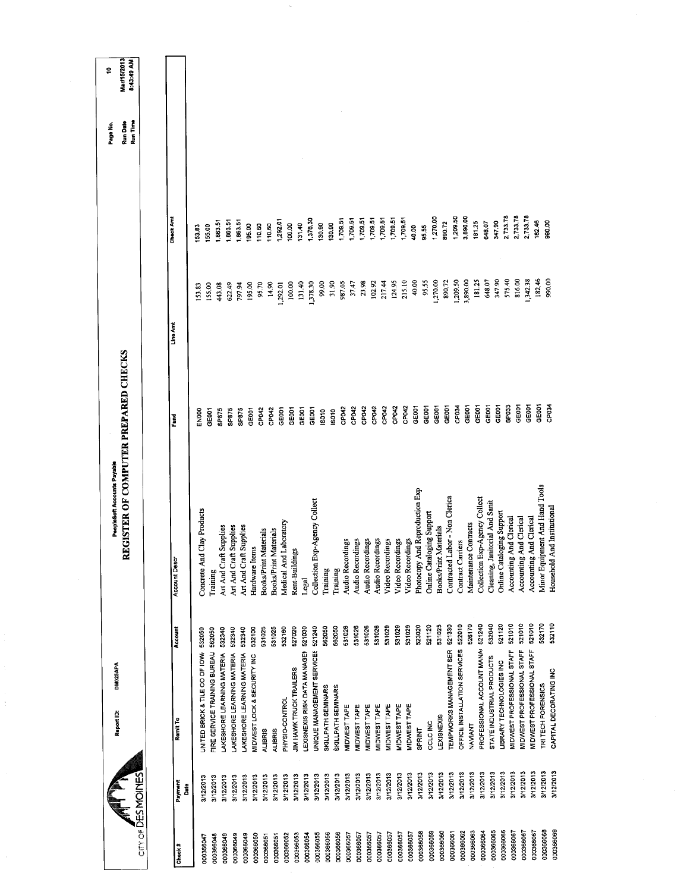CITY OF DES MOINES

Report ID: DM025APA

PeopleSoft Accounts Payable

# REGISTER OF COMPUTER PREPARED CHECKS

Page No. 10
Run Date Mar/15/2013
Run Time 8:43:49 AM

| Check # | Payment Date | Remit To | Account | Account Descr | Fund | Line Amt | Check Amt |
|---|---|---|---|---|---|---|---|
| 000366047 | 3/12/2013 | UNITED BRICK & TILE CO OF IOW | 532050 | Concrete And Clay Products | EN000 | 153.83 | 153.83 |
| 000366048 | 3/12/2013 | FIRE SERVICE TRAINING BUREAU | 562050 | Training | GE001 | 155.00 | 155.00 |
| 000366049 | 3/12/2013 | LAKESHORE LEARNING MATERIA | 532340 | Art And Craft Supplies | SP875 | 443.08 | 1,863.51 |
| 000366049 | 3/12/2013 | LAKESHORE LEARNING MATERIA | 532340 | Art And Craft Supplies | SP875 | 622.49 | 1,863.51 |
| 000366049 | 3/12/2013 | LAKESHORE LEARNING MATERIA | 532340 | Art And Craft Supplies | SP875 | 797.94 | 1,863.51 |
| 000366050 | 3/12/2013 | MIDWEST LOCK & SECURITY INC | 532100 | Hardware Items | GE001 | 195.00 | 195.00 |
| 000366051 | 3/12/2013 | ALIBRIS | 531025 | Books/Print Materials | CP042 | 95.70 | 110.60 |
| 000366051 | 3/12/2013 | ALIBRIS | 531025 | Books/Print Materials | CP042 | 14.90 | 110.60 |
| 000366052 | 3/12/2013 | PHYSIO-CONTROL | 532160 | Medical And Laboratory | GE001 | 1,292.01 | 1,292.01 |
| 000366053 | 3/12/2013 | JIM HAWK TRUCK TRAILERS | 527020 | Rent-Buildings | GE001 | 100.00 | 100.00 |
| 000366054 | 3/12/2013 | LEXISNEXIS RISK DATA MANAGEI | 521030 | Legal | GE001 | 131.40 | 131.40 |
| 000366055 | 3/12/2013 | UNIQUE MANAGEMENT SERVICE | 521240 | Collection Exp-Agency Collect | GE001 | 1,378.30 | 1,378.30 |
| 000366056 | 3/12/2013 | SKILLPATH SEMINARS | 562050 | Training | IS010 | 99.00 | 130.90 |
| 000366056 | 3/12/2013 | SKILLPATH SEMINARS | 562050 | Training | IS010 | 31.90 | 130.90 |
| 000366057 | 3/12/2013 | MIDWEST TAPE | 531026 | Audio Recordings | CP042 | 987.65 | 1,709.51 |
| 000366057 | 3/12/2013 | MIDWEST TAPE | 531026 | Audio Recordings | CP042 | 37.47 | 1,709.51 |
| 000366057 | 3/12/2013 | MIDWEST TAPE | 531026 | Audio Recordings | CP042 | 23.98 | 1,709.51 |
| 000366057 | 3/12/2013 | MIDWEST TAPE | 531026 | Audio Recordings | CP042 | 102.92 | 1,709.51 |
| 000366057 | 3/12/2013 | MIDWEST TAPE | 531029 | Video Recordings | CP042 | 217.44 | 1,709.51 |
| 000366057 | 3/12/2013 | MIDWEST TAPE | 531029 | Video Recordings | CP042 | 124.95 | 1,709.51 |
| 000366057 | 3/12/2013 | MIDWEST TAPE | 531029 | Video Recordings | CP042 | 215.10 | 1,709.51 |
| 000366058 | 3/12/2013 | SPRINT | 523020 | Photocopy And Reproduction Exp | GE001 | 40.00 | 40.00 |
| 000366059 | 3/12/2013 | OCLC INC | 521120 | Online Cataloging Support | GE001 | 95.55 | 95.55 |
| 000366060 | 3/12/2013 | LEXISNEXIS | 531025 | Books/Print Materials | GE001 | 1,270.00 | 1,270.00 |
| 000366061 | 3/12/2013 | TEMPWORKS MANAGEMENT SER | 521330 | Contracted Labor - Non Clerica | GE001 | 890.72 | 890.72 |
| 000366062 | 3/12/2013 | OFFICE INSTALLATION SERVICES | 522010 | Contract Carriers | CP034 | 1,209.50 | 1,209.50 |
| 000366063 | 3/12/2013 | NAVIANT | 526170 | Maintenance Contracts | GE001 | 3,890.00 | 3,890.00 |
| 000366064 | 3/12/2013 | PROFESSIONAL ACCOUNT MANA | 521240 | Collection Exp-Agency Collect | GE001 | 181.25 | 181.25 |
| 000366065 | 3/12/2013 | STATE INDUSTRIAL PRODUCTS | 532040 | Cleaning, Janitorial And Sanit | GE001 | 648.07 | 648.07 |
| 000366066 | 3/12/2013 | LIBRARY TECHNOLOGIES INC | 521120 | Online Cataloging Support | GE001 | 347.90 | 347.90 |
| 000366067 | 3/12/2013 | MIDWEST PROFESSIONAL STAFF | 521010 | Accounting And Clerical | SP033 | 575.40 | 2,733.78 |
| 000366067 | 3/12/2013 | MIDWEST PROFESSIONAL STAFF | 521010 | Accounting And Clerical | GE001 | 816.00 | 2,733.78 |
| 000366067 | 3/12/2013 | MIDWEST PROFESSIONAL STAFF | 521010 | Accounting And Clerical | GE001 | 1,342.38 | 2,733.78 |
| 000366068 | 3/12/2013 | TRI TECH FORENSICS | 532170 | Minor Equipment And Hand Tools | GE001 | 182.46 | 182.46 |
| 000366069 | 3/12/2013 | CAPITAL DECORATING INC | 532110 | Household And Institutional | CP034 | 990.00 | 990.00 |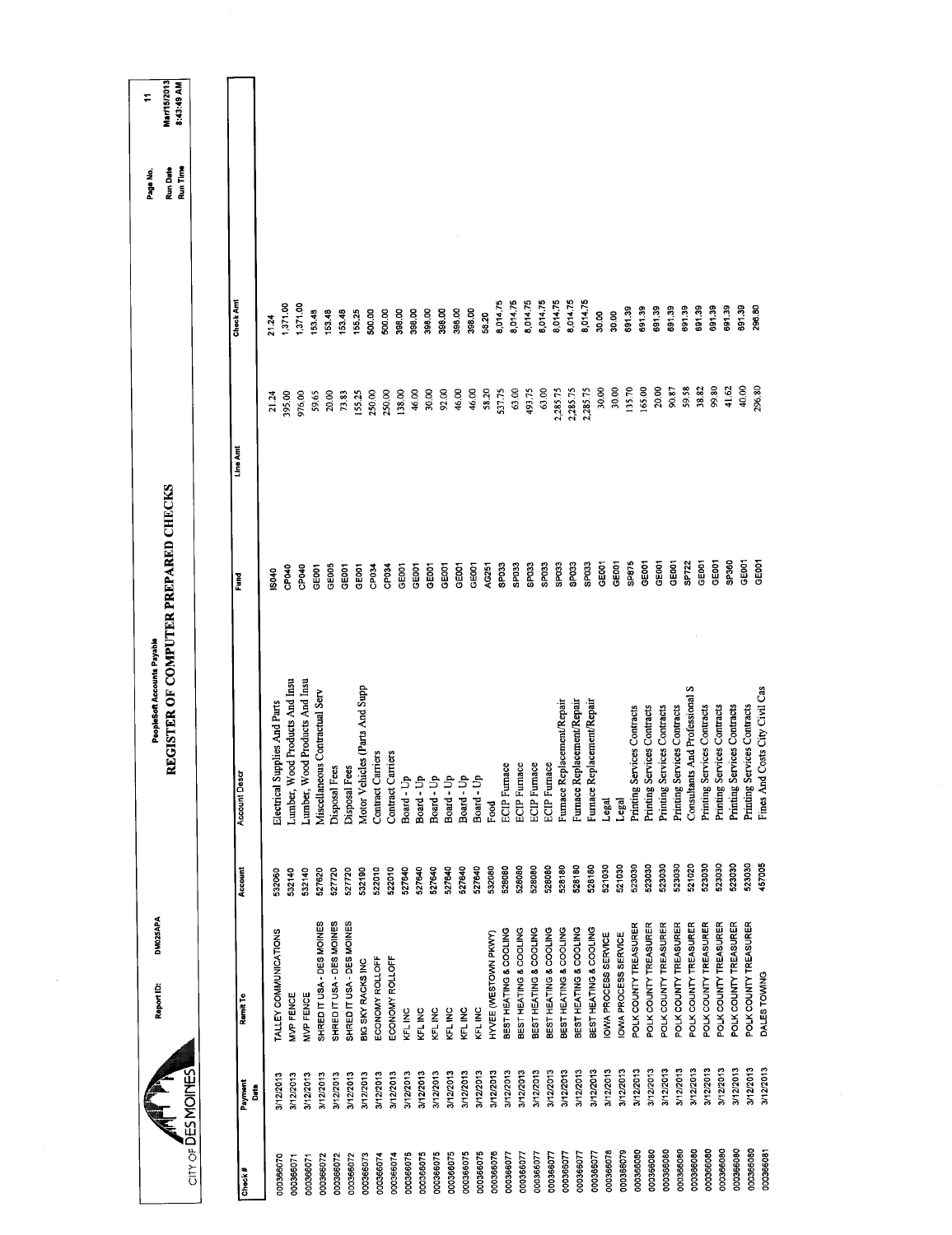CITY OF DES MOINES

Report ID: DM025APA

PeopleSoft Accounts Payable

# REGISTER OF COMPUTER PREPARED CHECKS

Page No. 11
Run Date Mar/15/2013
Run Time 8:43:49 AM

| Check # | Payment Date | Remit To | Account | Account Descr | Fund | Line Amt | Check Amt |
|---|---|---|---|---|---|---|---|
| 000366070 | 3/12/2013 | TALLEY COMMUNICATIONS | 532060 | Electrical Supplies And Parts | IS040 | 21.24 | 21.24 |
| 000366071 | 3/12/2013 | MVP FENCE | 532140 | Lumber, Wood Products And Insu | CP040 | 395.00 | 1,371.00 |
| 000366071 | 3/12/2013 | MVP FENCE | 532140 | Lumber, Wood Products And Insu | CP040 | 976.00 | 1,371.00 |
| 000366072 | 3/12/2013 | SHRED IT USA - DES MOINES | 527620 | Miscellaneous Contractual Serv | GE001 | 59.65 | 153.48 |
| 000366072 | 3/12/2013 | SHRED IT USA - DES MOINES | 527720 | Disposal Fees | GE005 | 20.00 | 153.48 |
| 000366072 | 3/12/2013 | SHRED IT USA - DES MOINES | 527720 | Disposal Fees | GE001 | 73.83 | 153.48 |
| 000366073 | 3/12/2013 | BIG SKY RACKS INC | 532190 | Motor Vehicles (Parts And Supp | GE001 | 155.25 | 155.25 |
| 000366074 | 3/12/2013 | ECONOMY ROLLOFF | 522010 | Contract Carriers | CP034 | 250.00 | 500.00 |
| 000366074 | 3/12/2013 | ECONOMY ROLLOFF | 522010 | Contract Carriers | CP034 | 250.00 | 500.00 |
| 000366075 | 3/12/2013 | KFL INC | 527640 | Board - Up | GE001 | 138.00 | 398.00 |
| 000366075 | 3/12/2013 | KFL INC | 527640 | Board - Up | GE001 | 46.00 | 398.00 |
| 000366075 | 3/12/2013 | KFL INC | 527640 | Board - Up | GE001 | 30.00 | 398.00 |
| 000366075 | 3/12/2013 | KFL INC | 527640 | Board - Up | GE001 | 92.00 | 398.00 |
| 000366075 | 3/12/2013 | KFL INC | 527640 | Board - Up | GE001 | 46.00 | 398.00 |
| 000366075 | 3/12/2013 | KFL INC | 527640 | Board - Up | GE001 | 46.00 | 398.00 |
| 000366076 | 3/12/2013 | HYVEE (WESTOWN PKWY) | 532080 | Food | AG251 | 58.20 | 58.20 |
| 000366077 | 3/12/2013 | BEST HEATING & COOLING | 528080 | ECIP Furnace | SP033 | 537.75 | 8,014.75 |
| 000366077 | 3/12/2013 | BEST HEATING & COOLING | 528080 | ECIP Furnace | SP033 | 63.00 | 8,014.75 |
| 000366077 | 3/12/2013 | BEST HEATING & COOLING | 528080 | ECIP Furnace | SP033 | 493.75 | 8,014.75 |
| 000366077 | 3/12/2013 | BEST HEATING & COOLING | 528080 | ECIP Furnace | SP033 | 63.00 | 8,014.75 |
| 000366077 | 3/12/2013 | BEST HEATING & COOLING | 528180 | Furnace Replacement/Repair | SP033 | 2,285.75 | 8,014.75 |
| 000366077 | 3/12/2013 | BEST HEATING & COOLING | 528180 | Furnace Replacement/Repair | SP033 | 2,285.75 | 8,014.75 |
| 000366077 | 3/12/2013 | BEST HEATING & COOLING | 528180 | Furnace Replacement/Repair | SP033 | 2,285.75 | 8,014.75 |
| 000366078 | 3/12/2013 | IOWA PROCESS SERVICE | 521030 | Legal | GE001 | 30.00 | 30.00 |
| 000366079 | 3/12/2013 | IOWA PROCESS SERVICE | 521030 | Legal | GE001 | 30.00 | 30.00 |
| 000366080 | 3/12/2013 | POLK COUNTY TREASURER | 523030 | Printing Services Contracts | SP875 | 135.70 | 691.39 |
| 000366080 | 3/12/2013 | POLK COUNTY TREASURER | 523030 | Printing Services Contracts | GE001 | 165.00 | 691.39 |
| 000366080 | 3/12/2013 | POLK COUNTY TREASURER | 523030 | Printing Services Contracts | GE001 | 20.00 | 691.39 |
| 000366080 | 3/12/2013 | POLK COUNTY TREASURER | 523030 | Printing Services Contracts | GE001 | 90.87 | 691.39 |
| 000366080 | 3/12/2013 | POLK COUNTY TREASURER | 521020 | Consultants And Professional S | SP722 | 59.58 | 691.39 |
| 000366080 | 3/12/2013 | POLK COUNTY TREASURER | 523030 | Printing Services Contracts | GE001 | 38.82 | 691.39 |
| 000366080 | 3/12/2013 | POLK COUNTY TREASURER | 523030 | Printing Services Contracts | GE001 | 99.80 | 691.39 |
| 000366080 | 3/12/2013 | POLK COUNTY TREASURER | 523030 | Printing Services Contracts | SP360 | 41.62 | 691.39 |
| 000366080 | 3/12/2013 | POLK COUNTY TREASURER | 523030 | Printing Services Contracts | GE001 | 40.00 | 691.39 |
| 000366081 | 3/12/2013 | DALES TOWING | 457005 | Fines And Costs City Civil Cas | GE001 | 296.80 | 296.80 |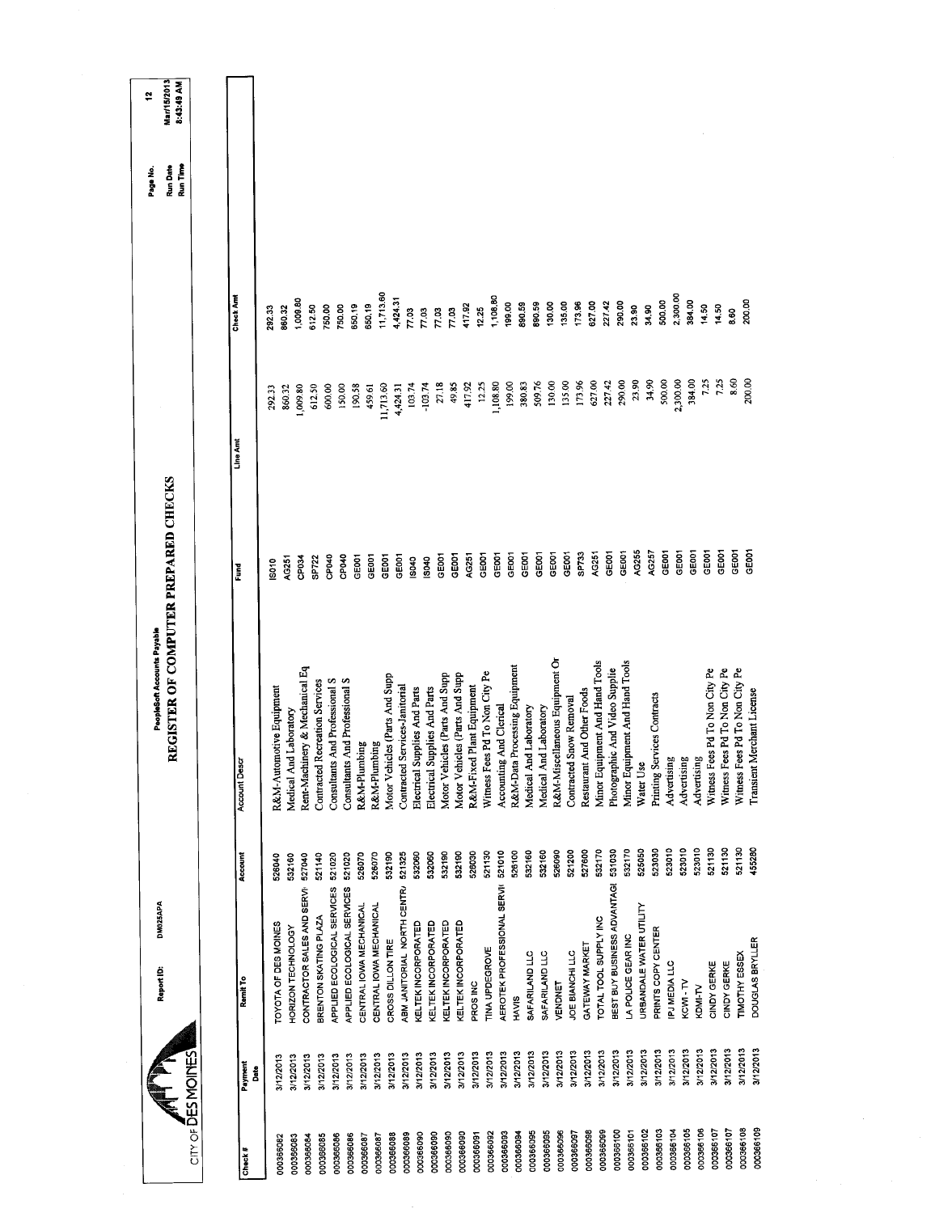CITY OF DES MOINES

Report ID: DM025APA

PeopleSoft Accounts Payable

# REGISTER OF COMPUTER PREPARED CHECKS

Run Date Mar/15/2013
Run Time 8:43:49 AM

| Check # | Payment Date | Remit To | Account | Account Descr | Fund | Line Amt | Check Amt |
|---|---|---|---|---|---|---|---|
| 000366082 | 3/12/2013 | TOYOTA OF DES MOINES | 526040 | R&M-Automotive Equipment | IS010 | 292.33 | 292.33 |
| 000366083 | 3/12/2013 | HORIZON TECHNOLOGY | 532160 | Medical And Laboratory | AG251 | 860.32 | 860.32 |
| 000366084 | 3/12/2013 | CONTRACTOR SALES AND SERVI | 527040 | Rent-Machinery & Mechanical Eq | CP034 | 1,009.80 | 1,009.80 |
| 000366085 | 3/12/2013 | BRENTON SKATING PLAZA | 521140 | Contracted Recreation Services | SP722 | 612.50 | 612.50 |
| 000366086 | 3/12/2013 | APPLIED ECOLOGICAL SERVICES | 521020 | Consultants And Professional S | CP040 | 600.00 | 750.00 |
| 000366086 | 3/12/2013 | APPLIED ECOLOGICAL SERVICES | 521020 | Consultants And Professional S | CP040 | 150.00 | 750.00 |
| 000366087 | 3/12/2013 | CENTRAL IOWA MECHANICAL | 526070 | R&M-Plumbing | GE001 | 190.58 | 650.19 |
| 000366087 | 3/12/2013 | CENTRAL IOWA MECHANICAL | 526070 | R&M-Plumbing | GE001 | 459.61 | 650.19 |
| 000366088 | 3/12/2013 | CROSS DILLON TIRE | 532190 | Motor Vehicles (Parts And Supp | GE001 | 11,713.60 | 11,713.60 |
| 000366089 | 3/12/2013 | ABM JANITORIAL NORTH CENTR/ | 521325 | Contracted Services-Janitorial | GE001 | 4,424.31 | 4,424.31 |
| 000366090 | 3/12/2013 | KELTEK INCORPORATED | 532060 | Electrical Supplies And Parts | IS040 | 103.74 | 77.03 |
| 000366090 | 3/12/2013 | KELTEK INCORPORATED | 532060 | Electrical Supplies And Parts | IS040 | -103.74 | 77.03 |
| 000366090 | 3/12/2013 | KELTEK INCORPORATED | 532190 | Motor Vehicles (Parts And Supp | GE001 | 27.18 | 77.03 |
| 000366090 | 3/12/2013 | KELTEK INCORPORATED | 532190 | Motor Vehicles (Parts And Supp | GE001 | 49.85 | 77.03 |
| 000366091 | 3/12/2013 | PROS INC | 526030 | R&M-Fixed Plant Equipment | AG251 | 417.92 | 417.92 |
| 000366092 | 3/12/2013 | TINA UPDEGROVE | 521130 | Witness Fees Pd To Non City Pe | GE001 | 12.25 | 12.25 |
| 000366093 | 3/12/2013 | AEROTEK PROFESSIONAL SERVI | 521010 | Accounting And Clerical | GE001 | 1,108.80 | 1,108.80 |
| 000366094 | 3/12/2013 | HAVIS | 526100 | R&M-Data Processing Equipment | GE001 | 199.00 | 199.00 |
| 000366095 | 3/12/2013 | SAFARILAND LLC | 532160 | Medical And Laboratory | GE001 | 380.83 | 890.59 |
| 000366095 | 3/12/2013 | SAFARILAND LLC | 532160 | Medical And Laboratory | GE001 | 509.76 | 890.59 |
| 000366096 | 3/12/2013 | VENDNET | 526090 | R&M-Miscellaneous Equipment Or | GE001 | 130.00 | 130.00 |
| 000366097 | 3/12/2013 | JOE BIANCHI LLC | 521200 | Contracted Snow Removal | GE001 | 135.00 | 135.00 |
| 000366098 | 3/12/2013 | GATEWAY MARKET | 527600 | Restaurant And Other Foods | SP733 | 173.96 | 173.96 |
| 000366099 | 3/12/2013 | TOTAL TOOL SUPPLY INC | 532170 | Minor Equipment And Hand Tools | AG251 | 627.00 | 627.00 |
| 000366100 | 3/12/2013 | BEST BUY BUSINESS ADVANTAGI | 531030 | Photographic And Video Supplie | AG251 | 227.42 | 227.42 |
| 000366101 | 3/12/2013 | LA POLICE GEAR INC | 532170 | Minor Equipment And Hand Tools | GE001 | 290.00 | 290.00 |
| 000366102 | 3/12/2013 | URBANDALE WATER UTILITY | 525050 | Water Use | AG255 | 23.90 | 23.90 |
| 000366103 | 3/12/2013 | PRINTS COPY CENTER | 523030 | Printing Services Contracts | AG257 | 34.90 | 34.90 |
| 000366104 | 3/12/2013 | IPJ MEDIA LLC | 523010 | Advertising | GE001 | 500.00 | 500.00 |
| 000366105 | 3/12/2013 | KCWI - TV | 523010 | Advertising | GE001 | 2,300.00 | 2,300.00 |
| 000366106 | 3/12/2013 | KDMI-TV | 523010 | Advertising | GE001 | 384.00 | 384.00 |
| 000366107 | 3/12/2013 | CINDY GERKE | 521130 | Witness Fees Pd To Non City Pe | GE001 | 7.25 | 14.50 |
| 000366107 | 3/12/2013 | CINDY GERKE | 521130 | Witness Fees Pd To Non City Pe | GE001 | 7.25 | 14.50 |
| 000366108 | 3/12/2013 | TIMOTHY ESSEX | 521130 | Witness Fees Pd To Non City Pe | GE001 | 8.60 | 8.60 |
| 000366109 | 3/12/2013 | DOUGLAS BRYLLER | 455280 | Transient Merchant License | GE001 | 200.00 | 200.00 |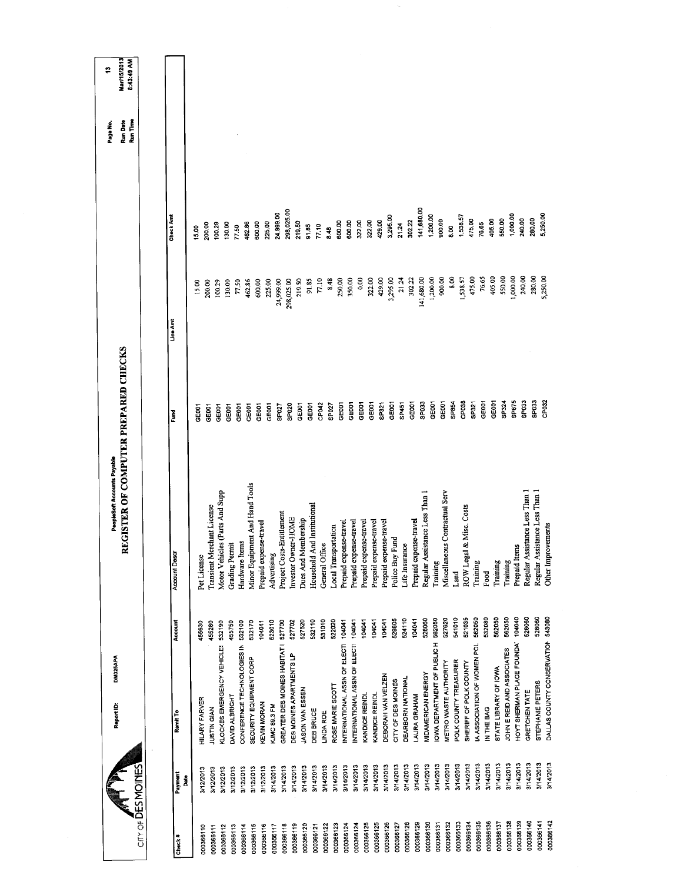CITY OF DES MOINES

Report ID: DM025APA

PeopleSoft Accounts Payable

# REGISTER OF COMPUTER PREPARED CHECKS

Run Date: Mar/15/2013
Run Time: 8:43:49 AM

| Check # | Payment Date | Remit To | Account | Account Descr | Fund | Line Amt | Check Amt |
|---|---|---|---|---|---|---|---|
| 000366110 | 3/12/2013 | HILARY FARVER | 455630 | Pet License | GE001 | 15.00 | 15.00 |
| 000366111 | 3/12/2013 | JUSTIN GIAN | 455280 | Transient Merchant License | GE001 | 200.00 | 200.00 |
| 000366112 | 3/12/2013 | KLOCKES EMERGENCY VEHICLES | 532190 | Motor Vehicles (Parts And Supp | GE001 | 100.29 | 100.29 |
| 000366113 | 3/12/2013 | DAVID ALBRIGHT | 455760 | Grading Permit | GE001 | 130.00 | 130.00 |
| 000366114 | 3/12/2013 | CONFERENCE TECHNOLOGIES IN | 532100 | Hardware Items | GE001 | 77.50 | 77.50 |
| 000366115 | 3/12/2013 | SECURITY EQUIPMENT CORP | 532170 | Minor Equipment And Hand Tools | GE001 | 462.86 | 462.86 |
| 000366116 | 3/12/2013 | KEVIN MORAN | 104041 | Prepaid expense-travel | GE001 | 600.00 | 600.00 |
| 000366117 | 3/14/2013 | KJMC 89.3 FM | 523010 | Advertising | GE001 | 225.00 | 225.00 |
| 000366118 | 3/14/2013 | GREATER DES MOINES HABITAT I | 527700 | Project Costs-Entitlement | SP027 | 24,999.00 | 24,999.00 |
| 000366119 | 3/14/2013 | DES MOINES APARTMENTS LP | 527702 | Investor Owner-HOME | SP020 | 298,025.00 | 298,025.00 |
| 000366120 | 3/14/2013 | JASON VAN ESSEN | 527520 | Dues And Membership | GE001 | 219.50 | 219.50 |
| 000366121 | 3/14/2013 | DEB BRUCE | 532110 | Household And Institutional | GE001 | 91.85 | 91.85 |
| 000366122 | 3/14/2013 | LINDA ROE | 531010 | General Office | CP042 | 77.10 | 77.10 |
| 000366123 | 3/14/2013 | ROSE MARIE SCOTT | 522020 | Local Transportation | SP027 | 8.48 | 8.48 |
| 000366124 | 3/14/2013 | INTERNATIONAL ASSN OF ELECTI | 104041 | Prepaid expense-travel | GE001 | 250.00 | 600.00 |
| 000366124 | 3/14/2013 | INTERNATIONAL ASSN OF ELECTI | 104041 | Prepaid expense-travel | GE001 | 350.00 | 600.00 |
| 000366125 | 3/14/2013 | KANDICE REINDL | 104041 | Prepaid expense-travel | GE001 | 0.00 | 322.00 |
| 000366125 | 3/14/2013 | KANDICE REINDL | 104041 | Prepaid expense-travel | GE001 | 322.00 | 322.00 |
| 000366126 | 3/14/2013 | DEBORAH VAN VELZEN | 104041 | Prepaid expense-travel | SP321 | 429.00 | 429.00 |
| 000366127 | 3/14/2013 | CITY OF DES MOINES | 529805 | Police Buy Fund | GE001 | 3,295.00 | 3,295.00 |
| 000366128 | 3/14/2013 | DEARBORN NATIONAL | 524110 | Life Insurance | SP451 | 21.24 | 21.24 |
| 000366129 | 3/14/2013 | LAURA GRAHAM | 104041 | Prepaid expense-travel | GE001 | 302.22 | 302.22 |
| 000366130 | 3/14/2013 | MIDAMERICAN ENERGY | 528060 | Regular Assistance Less Than 1 | SP033 | 141,680.00 | 141,680.00 |
| 000366131 | 3/14/2013 | IOWA DEPARTMENT OF PUBLIC H | 562050 | Training | GE001 | 1,200.00 | 1,200.00 |
| 000366132 | 3/14/2013 | METRO WASTE AUTHORITY | 527620 | Miscellaneous Contractual Serv | GE001 | 900.00 | 900.00 |
| 000366133 | 3/14/2013 | POLK COUNTY TREASURER | 541010 | Land | SP854 | 8.00 | 8.00 |
| 000366134 | 3/14/2013 | SHERIFF OF POLK COUNTY | 521035 | ROW Legal & Misc. Costs | CP038 | 1,538.57 | 1,538.57 |
| 000366135 | 3/14/2013 | IA ASSOCIATION OF WOMEN POL | 562050 | Training | SP321 | 475.00 | 475.00 |
| 000366136 | 3/14/2013 | IN THE BAG | 532080 | Food | GE001 | 76.65 | 76.65 |
| 000366137 | 3/14/2013 | STATE LIBRARY OF IOWA | 562050 | Training | GE001 | 405.00 | 405.00 |
| 000366138 | 3/14/2013 | JOHN E REID AND ASSOCIATES | 562050 | Training | SP324 | 550.00 | 550.00 |
| 000366139 | 3/14/2013 | HOYT SHERMAN PLACE FOUNDA | 104040 | Prepaid Items | SP875 | 1,000.00 | 1,000.00 |
| 000366140 | 3/14/2013 | GRETCHEN TATE | 528060 | Regular Assistance Less Than 1 | SP033 | 240.00 | 240.00 |
| 000366141 | 3/14/2013 | STEPHANIE PETERS | 528060 | Regular Assistance Less Than 1 | SP033 | 280.00 | 280.00 |
| 000366142 | 3/14/2013 | DALLAS COUNTY CONSERVATION | 543080 | Other Improvements | CP032 | 5,250.00 | 5,250.00 |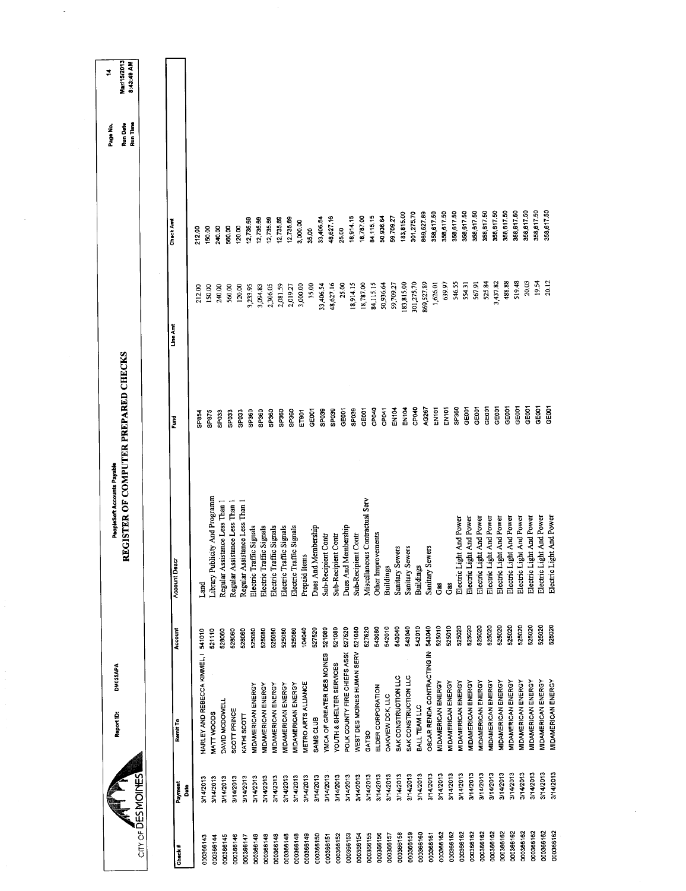CITY OF DES MOINES

Report ID: DM025APA

PeopleSoft Accounts Payable

# REGISTER OF COMPUTER PREPARED CHECKS

Page No. 14
Run Date Mar/15/2013
Run Time 8:43:49 AM

| Check # | Payment Date | Remit To | Account | Account Descr | Fund | Line Amt | Check Amt |
|---|---|---|---|---|---|---|---|
| 000366143 | 3/14/2013 | HARLEY AND REBECCA KIMMEL, I | 541010 | Land | SP854 | 212.00 | 212.00 |
| 000366144 | 3/14/2013 | MATT WOODS | 521110 | Library Publicity And Programm | SP875 | 150.00 | 150.00 |
| 000366145 | 3/14/2013 | DAVID MCDOWELL | 528060 | Regular Assistance Less Than 1 | SP033 | 240.00 | 240.00 |
| 000366146 | 3/14/2013 | SCOTT PRINCE | 528060 | Regular Assistance Less Than 1 | SP033 | 560.00 | 560.00 |
| 000366147 | 3/14/2013 | KATHI SCOTT | 528060 | Regular Assistance Less Than 1 | SP033 | 120.00 | 120.00 |
| 000366148 | 3/14/2013 | MIDAMERICAN ENERGY | 525080 | Electric Traffic Signals | SP360 | 3,233.95 | 12,735.69 |
| 000366148 | 3/14/2013 | MIDAMERICAN ENERGY | 525080 | Electric Traffic Signals | SP360 | 3,094.83 | 12,735.69 |
| 000366148 | 3/14/2013 | MIDAMERICAN ENERGY | 525080 | Electric Traffic Signals | SP360 | 2,306.05 | 12,735.69 |
| 000366148 | 3/14/2013 | MIDAMERICAN ENERGY | 525080 | Electric Traffic Signals | SP360 | 2,081.59 | 12,735.69 |
| 000366148 | 3/14/2013 | MIDAMERICAN ENERGY | 525080 | Electric Traffic Signals | SP360 | 2,019.27 | 12,735.69 |
| 000366149 | 3/14/2013 | METRO ARTS ALLIANCE | 104040 | Prepaid Items | ET901 | 3,000.00 | 3,000.00 |
| 000366150 | 3/14/2013 | SAMS CLUB | 527520 | Dues And Membership | GE001 | 35.00 | 35.00 |
| 000366151 | 3/14/2013 | YMCA OF GREATER DES MOINES | 521080 | Sub-Recipient Contr | SP039 | 33,406.54 | 33,406.54 |
| 000366152 | 3/14/2013 | YOUTH & SHELTER SERVICES | 521080 | Sub-Recipient Contr | SP039 | 48,627.16 | 48,627.16 |
| 000366153 | 3/14/2013 | POLK COUNTY FIRE CHIEFS ASS( | 527520 | Dues And Membership | GE001 | 25.00 | 25.00 |
| 000366154 | 3/14/2013 | WEST DES MOINES HUMAN SERV | 521080 | Sub-Recipient Contr | SP039 | 18,914.15 | 18,914.15 |
| 000366155 | 3/14/2013 | GATSO | 527620 | Miscellaneous Contractual Serv | GE001 | 18,787.00 | 18,787.00 |
| 000366156 | 3/14/2013 | ELDER CORPORATION | 543080 | Other Improvements | CP040 | 84,115.15 | 84,115.15 |
| 000366157 | 3/14/2013 | OAKVIEW DCK, LLC | 542010 | Buildings | CP041 | 50,936.64 | 50,936.64 |
| 000366158 | 3/14/2013 | SAK CONSTRUCTION LLC | 543040 | Sanitary Sewers | EN104 | 59,709.27 | 59,709.27 |
| 000366159 | 3/14/2013 | SAK CONSTRUCTION LLC | 543040 | Sanitary Sewers | EN104 | 183,815.00 | 183,815.00 |
| 000366160 | 3/14/2013 | BALL TEAM LLC | 542010 | Buildings | CP040 | 301,275.70 | 301,275.70 |
| 000366161 | 3/14/2013 | OSCAR RENDA CONTRACTING IN | 543040 | Sanitary Sewers | AG267 | 869,527.89 | 869,527.89 |
| 000366162 | 3/14/2013 | MIDAMERICAN ENERGY | 525010 | Gas | EN101 | 1,626.01 | 358,617.50 |
| 000366162 | 3/14/2013 | MIDAMERICAN ENERGY | 525010 | Gas | EN101 | 639.97 | 358,617.50 |
| 000366162 | 3/14/2013 | MIDAMERICAN ENERGY | 525020 | Electric Light And Power | SP360 | 546.55 | 358,617.50 |
| 000366162 | 3/14/2013 | MIDAMERICAN ENERGY | 525020 | Electric Light And Power | GE001 | 554.31 | 358,617.50 |
| 000366162 | 3/14/2013 | MIDAMERICAN ENERGY | 525020 | Electric Light And Power | GE001 | 567.91 | 358,617.50 |
| 000366162 | 3/14/2013 | MIDAMERICAN ENERGY | 525020 | Electric Light And Power | GE001 | 525.84 | 358,617.50 |
| 000366162 | 3/14/2013 | MIDAMERICAN ENERGY | 525020 | Electric Light And Power | GE001 | 3,437.82 | 358,617.50 |
| 000366162 | 3/14/2013 | MIDAMERICAN ENERGY | 525020 | Electric Light And Power | GE001 | 488.88 | 358,617.50 |
| 000366162 | 3/14/2013 | MIDAMERICAN ENERGY | 525020 | Electric Light And Power | GE001 | 519.48 | 358,617.50 |
| 000366162 | 3/14/2013 | MIDAMERICAN ENERGY | 525020 | Electric Light And Power | GE001 | 20.03 | 358,617.50 |
| 000366162 | 3/14/2013 | MIDAMERICAN ENERGY | 525020 | Electric Light And Power | GE001 | 19.54 | 358,617.50 |
| 000366162 | 3/14/2013 | MIDAMERICAN ENERGY | 525020 | Electric Light And Power | GE001 | 20.12 | 358,617.50 |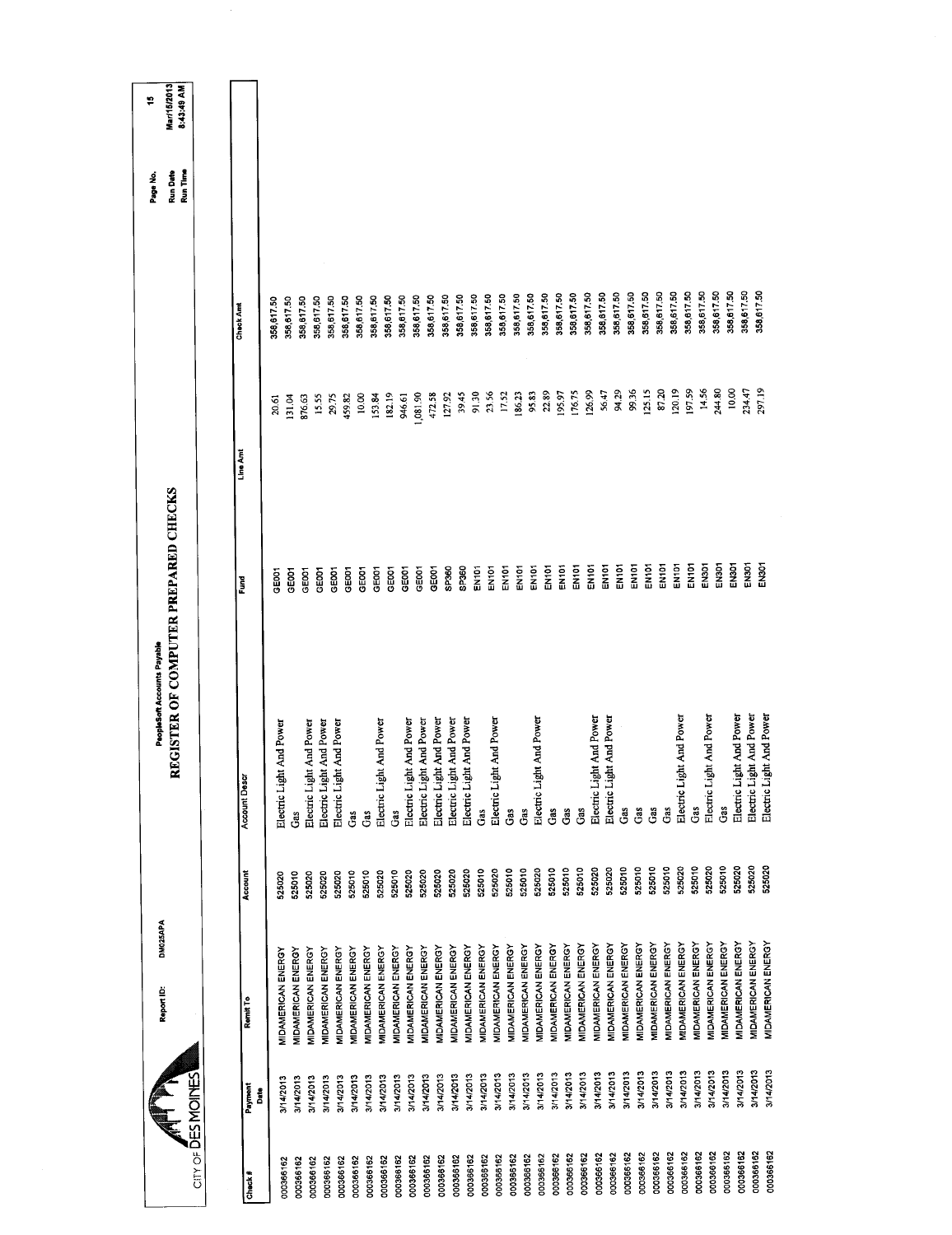CITY OF DES MOINES

Report ID: DM025APA

PeopleSoft Accounts Payable

# REGISTER OF COMPUTER PREPARED CHECKS

Page No. 15
Run Date Mar/15/2013
Run Time 8:43:49 AM

| Check # | Payment Date | Remit To | Account | Account Descr | Fund | Line Amt | Check Amt |
|---|---|---|---|---|---|---|---|
| 000366162 | 3/14/2013 | MIDAMERICAN ENERGY | 525020 | Electric Light And Power | GE001 | 20.61 | 358,617.50 |
| 000366162 | 3/14/2013 | MIDAMERICAN ENERGY | 525010 | Gas | GE001 | 131.04 | 358,617.50 |
| 000366162 | 3/14/2013 | MIDAMERICAN ENERGY | 525020 | Electric Light And Power | GE001 | 876.63 | 358,617.50 |
| 000366162 | 3/14/2013 | MIDAMERICAN ENERGY | 525020 | Electric Light And Power | GE001 | 15.55 | 358,617.50 |
| 000366162 | 3/14/2013 | MIDAMERICAN ENERGY | 525020 | Electric Light And Power | GE001 | 29.75 | 358,617.50 |
| 000366162 | 3/14/2013 | MIDAMERICAN ENERGY | 525010 | Gas | GE001 | 459.82 | 358,617.50 |
| 000366162 | 3/14/2013 | MIDAMERICAN ENERGY | 525010 | Gas | GE001 | 10.00 | 358,617.50 |
| 000366162 | 3/14/2013 | MIDAMERICAN ENERGY | 525020 | Electric Light And Power | GE001 | 153.84 | 358,617.50 |
| 000366162 | 3/14/2013 | MIDAMERICAN ENERGY | 525010 | Gas | GE001 | 182.19 | 358,617.50 |
| 000366162 | 3/14/2013 | MIDAMERICAN ENERGY | 525020 | Electric Light And Power | GE001 | 946.61 | 358,617.50 |
| 000366162 | 3/14/2013 | MIDAMERICAN ENERGY | 525020 | Electric Light And Power | GE001 | 1,081.90 | 358,617.50 |
| 000366162 | 3/14/2013 | MIDAMERICAN ENERGY | 525020 | Electric Light And Power | GE001 | 472.58 | 358,617.50 |
| 000366162 | 3/14/2013 | MIDAMERICAN ENERGY | 525020 | Electric Light And Power | SP360 | 127.92 | 358,617.50 |
| 000366162 | 3/14/2013 | MIDAMERICAN ENERGY | 525020 | Electric Light And Power | SP360 | 39.45 | 358,617.50 |
| 000366162 | 3/14/2013 | MIDAMERICAN ENERGY | 525010 | Gas | EN101 | 91.30 | 358,617.50 |
| 000366162 | 3/14/2013 | MIDAMERICAN ENERGY | 525020 | Electric Light And Power | EN101 | 23.56 | 358,617.50 |
| 000366162 | 3/14/2013 | MIDAMERICAN ENERGY | 525010 | Gas | EN101 | 17.52 | 358,617.50 |
| 000366162 | 3/14/2013 | MIDAMERICAN ENERGY | 525010 | Gas | EN101 | 186.23 | 358,617.50 |
| 000366162 | 3/14/2013 | MIDAMERICAN ENERGY | 525020 | Electric Light And Power | EN101 | 95.83 | 358,617.50 |
| 000366162 | 3/14/2013 | MIDAMERICAN ENERGY | 525010 | Gas | EN101 | 22.89 | 358,617.50 |
| 000366162 | 3/14/2013 | MIDAMERICAN ENERGY | 525010 | Gas | EN101 | 195.97 | 358,617.50 |
| 000366162 | 3/14/2013 | MIDAMERICAN ENERGY | 525010 | Gas | EN101 | 176.75 | 358,617.50 |
| 000366162 | 3/14/2013 | MIDAMERICAN ENERGY | 525020 | Electric Light And Power | EN101 | 126.99 | 358,617.50 |
| 000366162 | 3/14/2013 | MIDAMERICAN ENERGY | 525020 | Electric Light And Power | EN101 | 56.47 | 358,617.50 |
| 000366162 | 3/14/2013 | MIDAMERICAN ENERGY | 525010 | Gas | EN101 | 94.29 | 358,617.50 |
| 000366162 | 3/14/2013 | MIDAMERICAN ENERGY | 525010 | Gas | EN101 | 99.36 | 358,617.50 |
| 000366162 | 3/14/2013 | MIDAMERICAN ENERGY | 525010 | Gas | EN101 | 125.15 | 358,617.50 |
| 000366162 | 3/14/2013 | MIDAMERICAN ENERGY | 525010 | Gas | EN101 | 87.20 | 358,617.50 |
| 000366162 | 3/14/2013 | MIDAMERICAN ENERGY | 525020 | Electric Light And Power | EN101 | 120.19 | 358,617.50 |
| 000366162 | 3/14/2013 | MIDAMERICAN ENERGY | 525010 | Gas | EN101 | 197.59 | 358,617.50 |
| 000366162 | 3/14/2013 | MIDAMERICAN ENERGY | 525020 | Electric Light And Power | EN301 | 14.56 | 358,617.50 |
| 000366162 | 3/14/2013 | MIDAMERICAN ENERGY | 525010 | Gas | EN301 | 244.80 | 358,617.50 |
| 000366162 | 3/14/2013 | MIDAMERICAN ENERGY | 525020 | Electric Light And Power | EN301 | 10.00 | 358,617.50 |
| 000366162 | 3/14/2013 | MIDAMERICAN ENERGY | 525020 | Electric Light And Power | EN301 | 234.47 | 358,617.50 |
| 000366162 | 3/14/2013 | MIDAMERICAN ENERGY | 525020 | Electric Light And Power | EN301 | 297.19 | 358,617.50 |